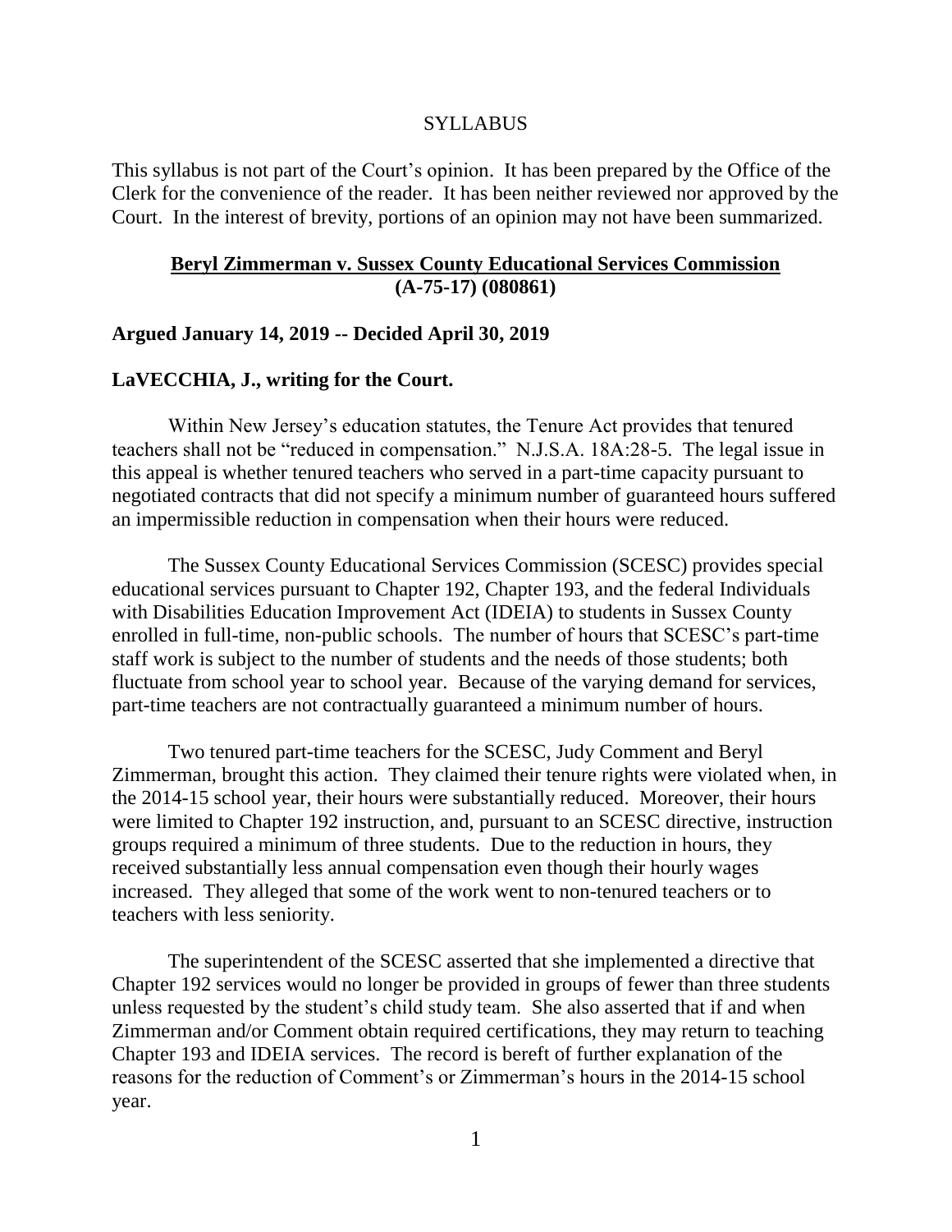SYLLABUS

This syllabus is not part of the Court's opinion. It has been prepared by the Office of the Clerk for the convenience of the reader. It has been neither reviewed nor approved by the Court. In the interest of brevity, portions of an opinion may not have been summarized.

**Beryl Zimmerman v. Sussex County Educational Services Commission (A-75-17) (080861)**

**Argued January 14, 2019 -- Decided April 30, 2019**

**LaVECCHIA, J., writing for the Court.**

Within New Jersey's education statutes, the Tenure Act provides that tenured teachers shall not be "reduced in compensation." N.J.S.A. 18A:28-5. The legal issue in this appeal is whether tenured teachers who served in a part-time capacity pursuant to negotiated contracts that did not specify a minimum number of guaranteed hours suffered an impermissible reduction in compensation when their hours were reduced.

The Sussex County Educational Services Commission (SCESC) provides special educational services pursuant to Chapter 192, Chapter 193, and the federal Individuals with Disabilities Education Improvement Act (IDEIA) to students in Sussex County enrolled in full-time, non-public schools. The number of hours that SCESC's part-time staff work is subject to the number of students and the needs of those students; both fluctuate from school year to school year. Because of the varying demand for services, part-time teachers are not contractually guaranteed a minimum number of hours.

Two tenured part-time teachers for the SCESC, Judy Comment and Beryl Zimmerman, brought this action. They claimed their tenure rights were violated when, in the 2014-15 school year, their hours were substantially reduced. Moreover, their hours were limited to Chapter 192 instruction, and, pursuant to an SCESC directive, instruction groups required a minimum of three students. Due to the reduction in hours, they received substantially less annual compensation even though their hourly wages increased. They alleged that some of the work went to non-tenured teachers or to teachers with less seniority.

The superintendent of the SCESC asserted that she implemented a directive that Chapter 192 services would no longer be provided in groups of fewer than three students unless requested by the student's child study team. She also asserted that if and when Zimmerman and/or Comment obtain required certifications, they may return to teaching Chapter 193 and IDEIA services. The record is bereft of further explanation of the reasons for the reduction of Comment's or Zimmerman's hours in the 2014-15 school year.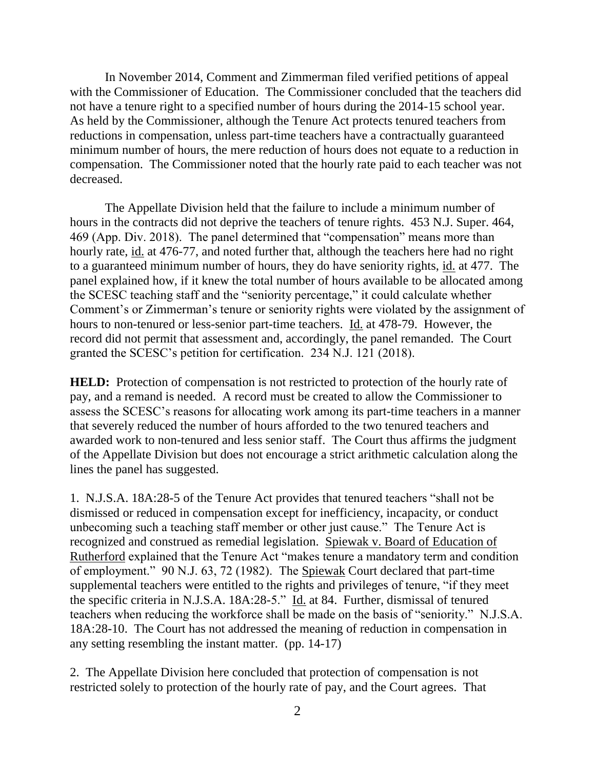In November 2014, Comment and Zimmerman filed verified petitions of appeal with the Commissioner of Education. The Commissioner concluded that the teachers did not have a tenure right to a specified number of hours during the 2014-15 school year. As held by the Commissioner, although the Tenure Act protects tenured teachers from reductions in compensation, unless part-time teachers have a contractually guaranteed minimum number of hours, the mere reduction of hours does not equate to a reduction in compensation. The Commissioner noted that the hourly rate paid to each teacher was not decreased.

The Appellate Division held that the failure to include a minimum number of hours in the contracts did not deprive the teachers of tenure rights. 453 N.J. Super. 464, 469 (App. Div. 2018). The panel determined that "compensation" means more than hourly rate, id. at 476-77, and noted further that, although the teachers here had no right to a guaranteed minimum number of hours, they do have seniority rights, id. at 477. The panel explained how, if it knew the total number of hours available to be allocated among the SCESC teaching staff and the "seniority percentage," it could calculate whether Comment's or Zimmerman's tenure or seniority rights were violated by the assignment of hours to non-tenured or less-senior part-time teachers. Id. at 478-79. However, the record did not permit that assessment and, accordingly, the panel remanded. The Court granted the SCESC's petition for certification. 234 N.J. 121 (2018).

**HELD:** Protection of compensation is not restricted to protection of the hourly rate of pay, and a remand is needed. A record must be created to allow the Commissioner to assess the SCESC's reasons for allocating work among its part-time teachers in a manner that severely reduced the number of hours afforded to the two tenured teachers and awarded work to non-tenured and less senior staff. The Court thus affirms the judgment of the Appellate Division but does not encourage a strict arithmetic calculation along the lines the panel has suggested.

1. N.J.S.A. 18A:28-5 of the Tenure Act provides that tenured teachers "shall not be dismissed or reduced in compensation except for inefficiency, incapacity, or conduct unbecoming such a teaching staff member or other just cause." The Tenure Act is recognized and construed as remedial legislation. Spiewak v. Board of Education of Rutherford explained that the Tenure Act "makes tenure a mandatory term and condition of employment." 90 N.J. 63, 72 (1982). The Spiewak Court declared that part-time supplemental teachers were entitled to the rights and privileges of tenure, "if they meet the specific criteria in N.J.S.A. 18A:28-5." Id. at 84. Further, dismissal of tenured teachers when reducing the workforce shall be made on the basis of "seniority." N.J.S.A. 18A:28-10. The Court has not addressed the meaning of reduction in compensation in any setting resembling the instant matter. (pp. 14-17)

2. The Appellate Division here concluded that protection of compensation is not restricted solely to protection of the hourly rate of pay, and the Court agrees. That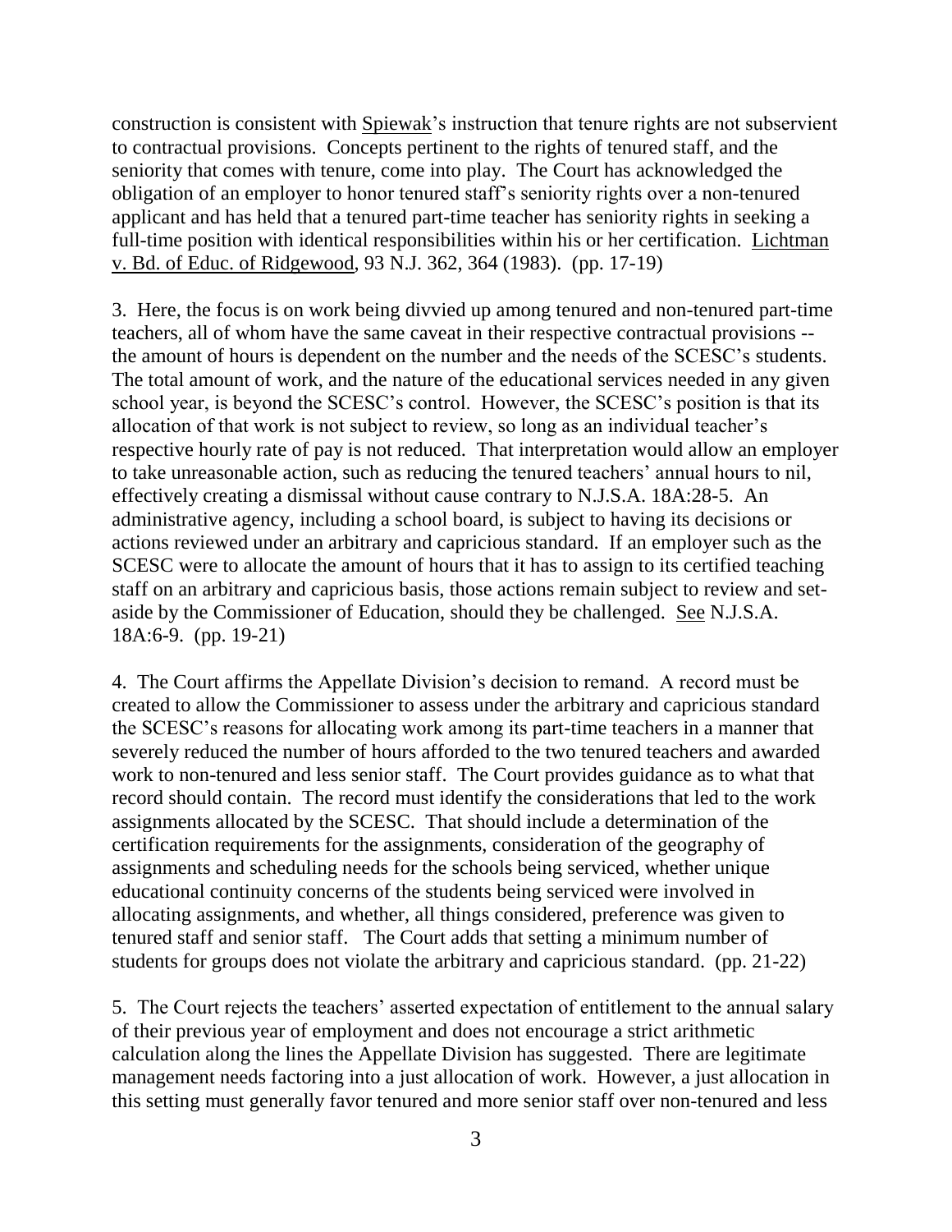construction is consistent with Spiewak's instruction that tenure rights are not subservient to contractual provisions. Concepts pertinent to the rights of tenured staff, and the seniority that comes with tenure, come into play. The Court has acknowledged the obligation of an employer to honor tenured staff's seniority rights over a non-tenured applicant and has held that a tenured part-time teacher has seniority rights in seeking a full-time position with identical responsibilities within his or her certification. Lichtman v. Bd. of Educ. of Ridgewood, 93 N.J. 362, 364 (1983). (pp. 17-19)

3. Here, the focus is on work being divvied up among tenured and non-tenured part-time teachers, all of whom have the same caveat in their respective contractual provisions -- the amount of hours is dependent on the number and the needs of the SCESC's students. The total amount of work, and the nature of the educational services needed in any given school year, is beyond the SCESC's control. However, the SCESC's position is that its allocation of that work is not subject to review, so long as an individual teacher's respective hourly rate of pay is not reduced. That interpretation would allow an employer to take unreasonable action, such as reducing the tenured teachers' annual hours to nil, effectively creating a dismissal without cause contrary to N.J.S.A. 18A:28-5. An administrative agency, including a school board, is subject to having its decisions or actions reviewed under an arbitrary and capricious standard. If an employer such as the SCESC were to allocate the amount of hours that it has to assign to its certified teaching staff on an arbitrary and capricious basis, those actions remain subject to review and set-aside by the Commissioner of Education, should they be challenged. See N.J.S.A. 18A:6-9. (pp. 19-21)

4. The Court affirms the Appellate Division's decision to remand. A record must be created to allow the Commissioner to assess under the arbitrary and capricious standard the SCESC's reasons for allocating work among its part-time teachers in a manner that severely reduced the number of hours afforded to the two tenured teachers and awarded work to non-tenured and less senior staff. The Court provides guidance as to what that record should contain. The record must identify the considerations that led to the work assignments allocated by the SCESC. That should include a determination of the certification requirements for the assignments, consideration of the geography of assignments and scheduling needs for the schools being serviced, whether unique educational continuity concerns of the students being serviced were involved in allocating assignments, and whether, all things considered, preference was given to tenured staff and senior staff. The Court adds that setting a minimum number of students for groups does not violate the arbitrary and capricious standard. (pp. 21-22)

5. The Court rejects the teachers' asserted expectation of entitlement to the annual salary of their previous year of employment and does not encourage a strict arithmetic calculation along the lines the Appellate Division has suggested. There are legitimate management needs factoring into a just allocation of work. However, a just allocation in this setting must generally favor tenured and more senior staff over non-tenured and less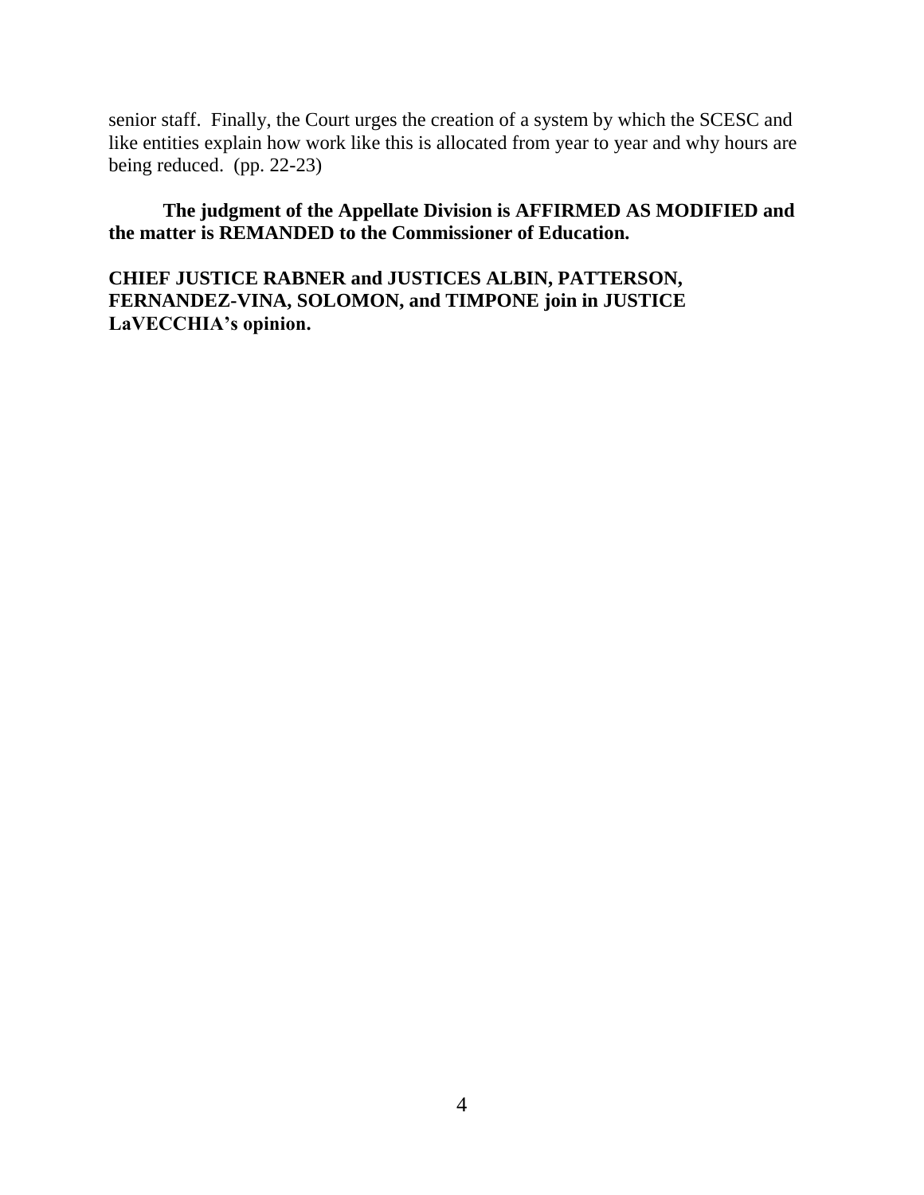senior staff. Finally, the Court urges the creation of a system by which the SCESC and like entities explain how work like this is allocated from year to year and why hours are being reduced. (pp. 22-23)

**The judgment of the Appellate Division is AFFIRMED AS MODIFIED and the matter is REMANDED to the Commissioner of Education.**

**CHIEF JUSTICE RABNER and JUSTICES ALBIN, PATTERSON, FERNANDEZ-VINA, SOLOMON, and TIMPONE join in JUSTICE LaVECCHIA's opinion.**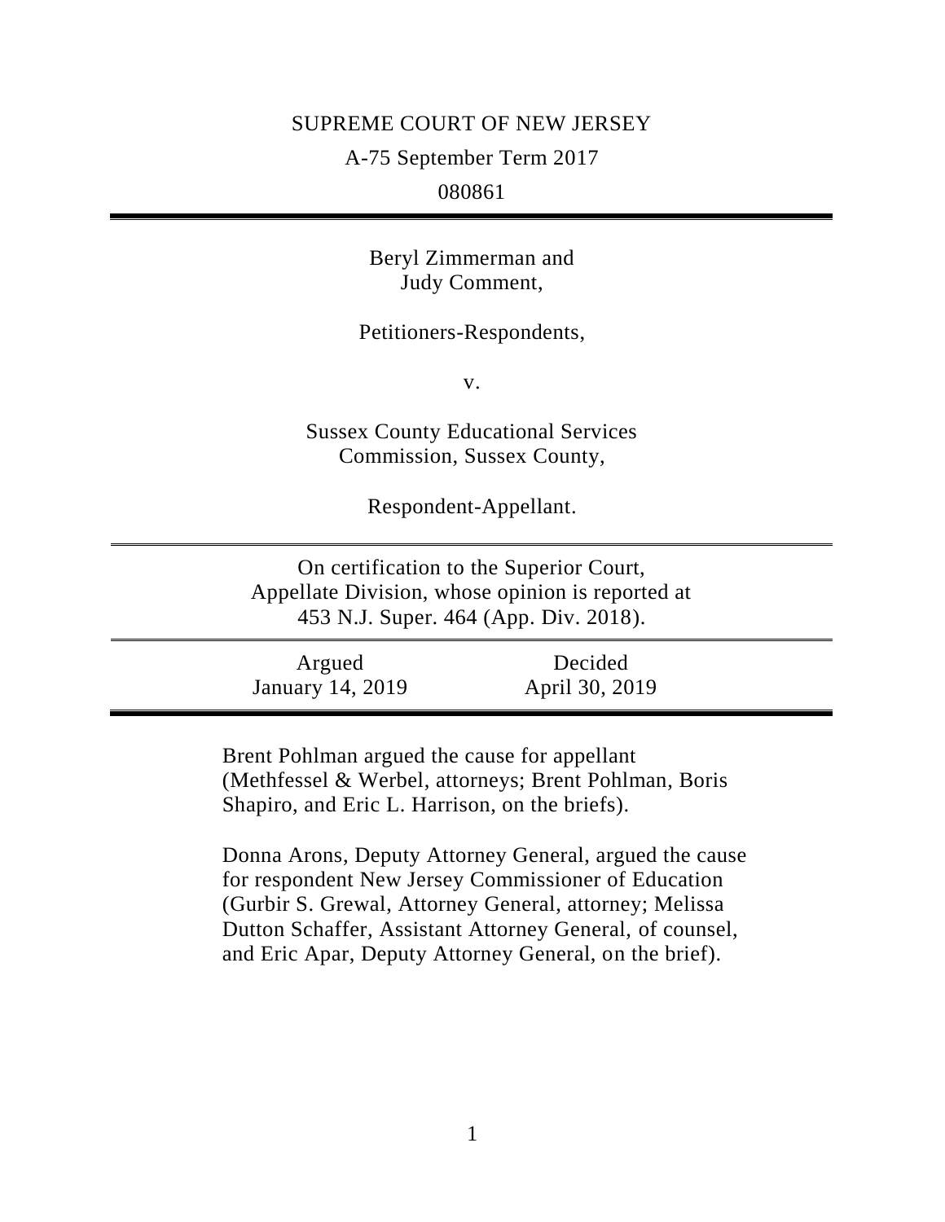SUPREME COURT OF NEW JERSEY

A-75 September Term 2017

080861

---

Beryl Zimmerman and
Judy Comment,

Petitioners-Respondents,

v.

Sussex County Educational Services
Commission, Sussex County,

Respondent-Appellant.

---

On certification to the Superior Court,
Appellate Division, whose opinion is reported at
453 N.J. Super. 464 (App. Div. 2018).

---

| Argued | Decided |
|---|---|
| January 14, 2019 | April 30, 2019 |

---

Brent Pohlman argued the cause for appellant (Methfessel & Werbel, attorneys; Brent Pohlman, Boris Shapiro, and Eric L. Harrison, on the briefs).

Donna Arons, Deputy Attorney General, argued the cause for respondent New Jersey Commissioner of Education (Gurbir S. Grewal, Attorney General, attorney; Melissa Dutton Schaffer, Assistant Attorney General, of counsel, and Eric Apar, Deputy Attorney General, on the brief).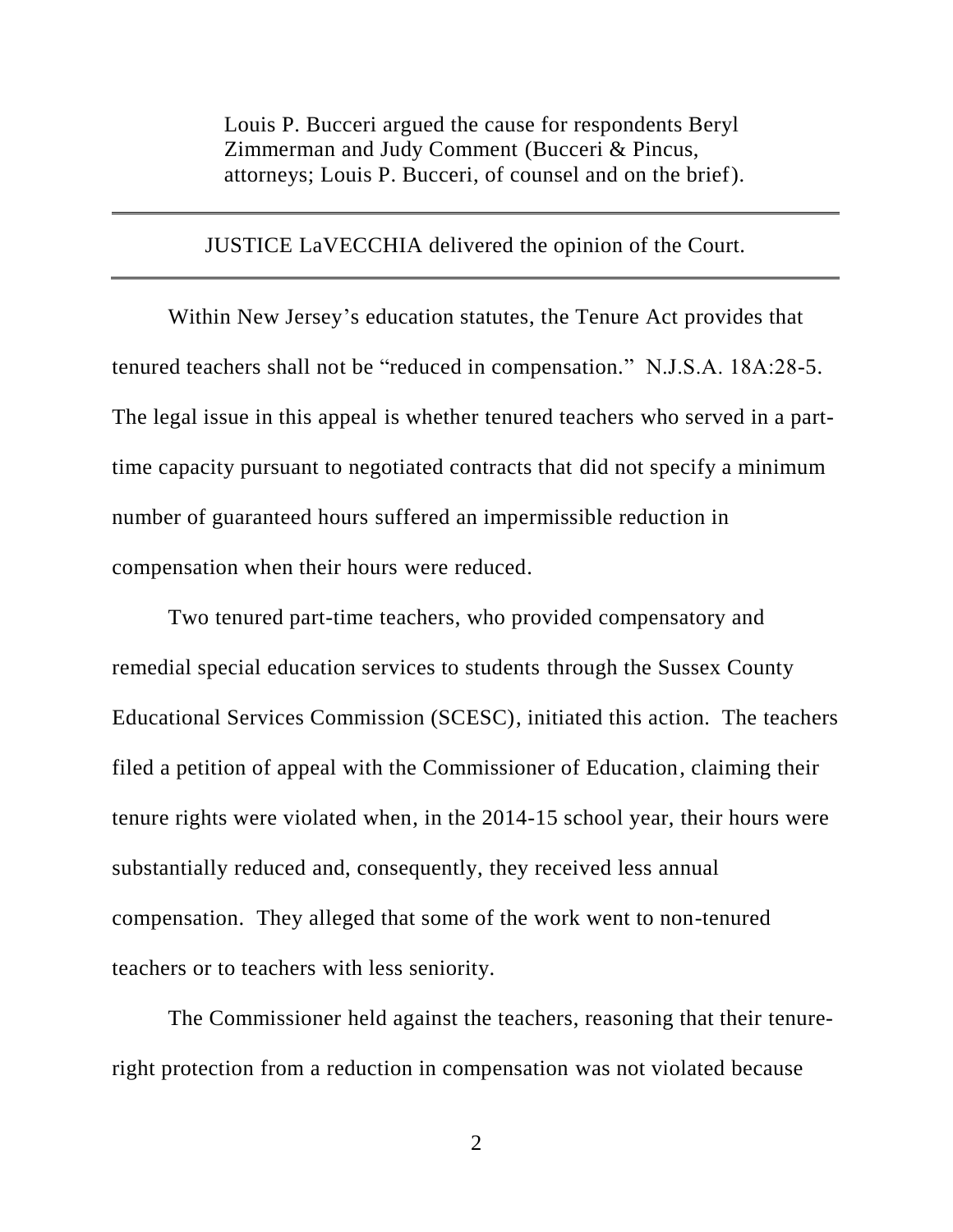Louis P. Bucceri argued the cause for respondents Beryl Zimmerman and Judy Comment (Bucceri & Pincus, attorneys; Louis P. Bucceri, of counsel and on the brief).

---

JUSTICE LaVECCHIA delivered the opinion of the Court.

---

Within New Jersey's education statutes, the Tenure Act provides that tenured teachers shall not be "reduced in compensation." N.J.S.A. 18A:28-5. The legal issue in this appeal is whether tenured teachers who served in a part-time capacity pursuant to negotiated contracts that did not specify a minimum number of guaranteed hours suffered an impermissible reduction in compensation when their hours were reduced.

Two tenured part-time teachers, who provided compensatory and remedial special education services to students through the Sussex County Educational Services Commission (SCESC), initiated this action. The teachers filed a petition of appeal with the Commissioner of Education, claiming their tenure rights were violated when, in the 2014-15 school year, their hours were substantially reduced and, consequently, they received less annual compensation. They alleged that some of the work went to non-tenured teachers or to teachers with less seniority.

The Commissioner held against the teachers, reasoning that their tenure-right protection from a reduction in compensation was not violated because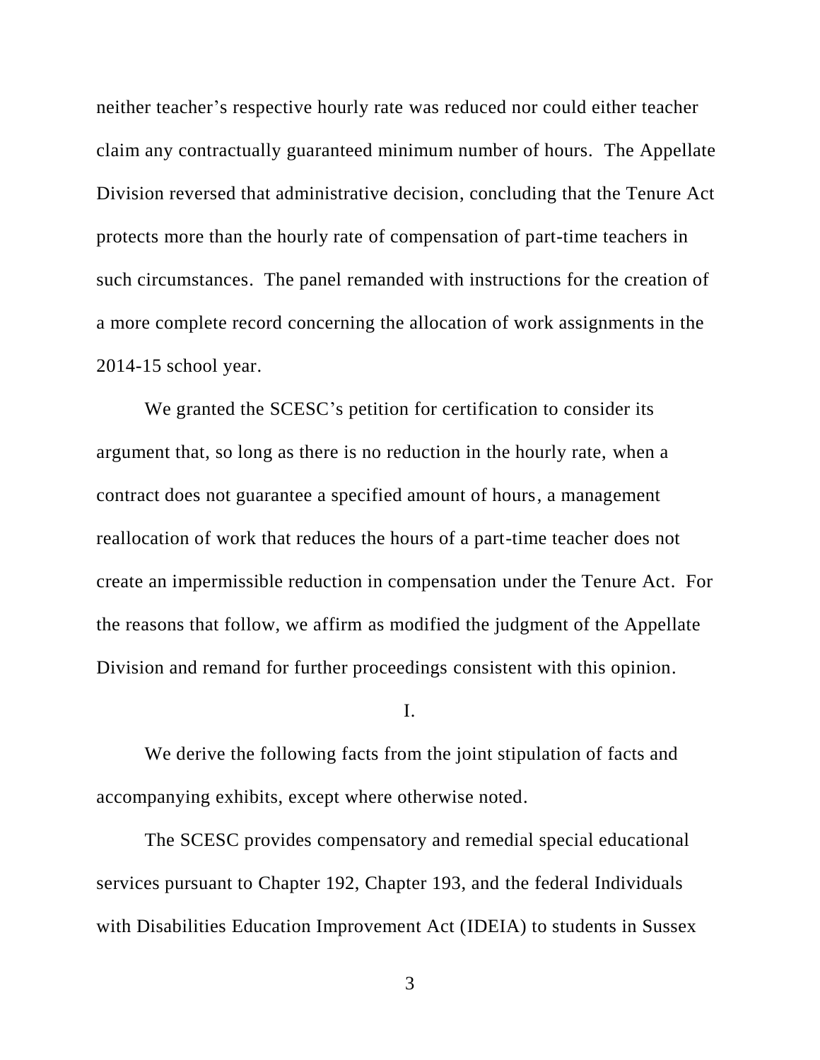neither teacher's respective hourly rate was reduced nor could either teacher claim any contractually guaranteed minimum number of hours. The Appellate Division reversed that administrative decision, concluding that the Tenure Act protects more than the hourly rate of compensation of part-time teachers in such circumstances. The panel remanded with instructions for the creation of a more complete record concerning the allocation of work assignments in the 2014-15 school year.

We granted the SCESC's petition for certification to consider its argument that, so long as there is no reduction in the hourly rate, when a contract does not guarantee a specified amount of hours, a management reallocation of work that reduces the hours of a part-time teacher does not create an impermissible reduction in compensation under the Tenure Act. For the reasons that follow, we affirm as modified the judgment of the Appellate Division and remand for further proceedings consistent with this opinion.

I.

We derive the following facts from the joint stipulation of facts and accompanying exhibits, except where otherwise noted.

The SCESC provides compensatory and remedial special educational services pursuant to Chapter 192, Chapter 193, and the federal Individuals with Disabilities Education Improvement Act (IDEIA) to students in Sussex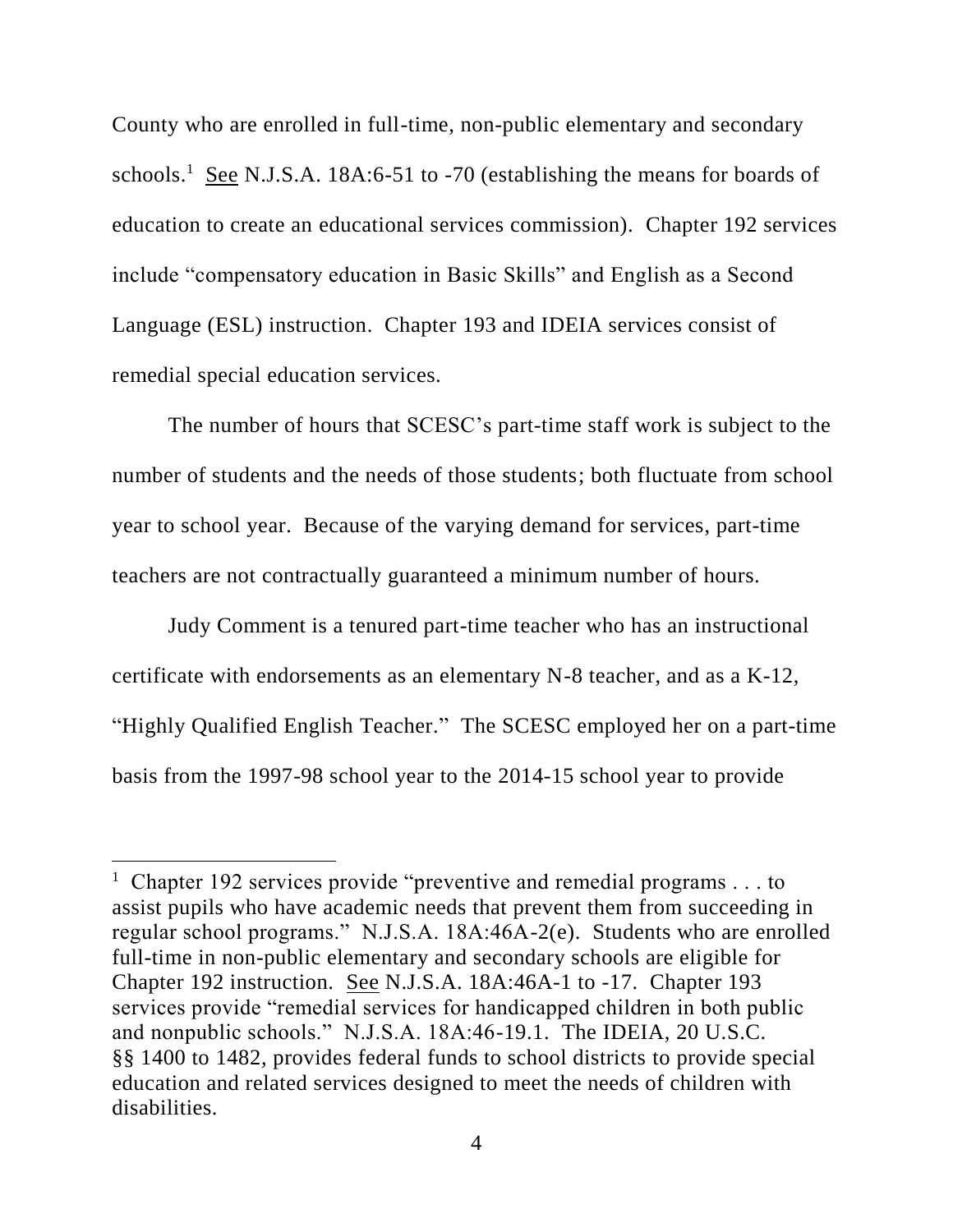County who are enrolled in full-time, non-public elementary and secondary schools.[1] See N.J.S.A. 18A:6-51 to -70 (establishing the means for boards of education to create an educational services commission). Chapter 192 services include "compensatory education in Basic Skills" and English as a Second Language (ESL) instruction. Chapter 193 and IDEIA services consist of remedial special education services.

The number of hours that SCESC's part-time staff work is subject to the number of students and the needs of those students; both fluctuate from school year to school year. Because of the varying demand for services, part-time teachers are not contractually guaranteed a minimum number of hours.

Judy Comment is a tenured part-time teacher who has an instructional certificate with endorsements as an elementary N-8 teacher, and as a K-12, "Highly Qualified English Teacher." The SCESC employed her on a part-time basis from the 1997-98 school year to the 2014-15 school year to provide

---

[1] Chapter 192 services provide "preventive and remedial programs . . . to assist pupils who have academic needs that prevent them from succeeding in regular school programs." N.J.S.A. 18A:46A-2(e). Students who are enrolled full-time in non-public elementary and secondary schools are eligible for Chapter 192 instruction. See N.J.S.A. 18A:46A-1 to -17. Chapter 193 services provide "remedial services for handicapped children in both public and nonpublic schools." N.J.S.A. 18A:46-19.1. The IDEIA, 20 U.S.C. §§ 1400 to 1482, provides federal funds to school districts to provide special education and related services designed to meet the needs of children with disabilities.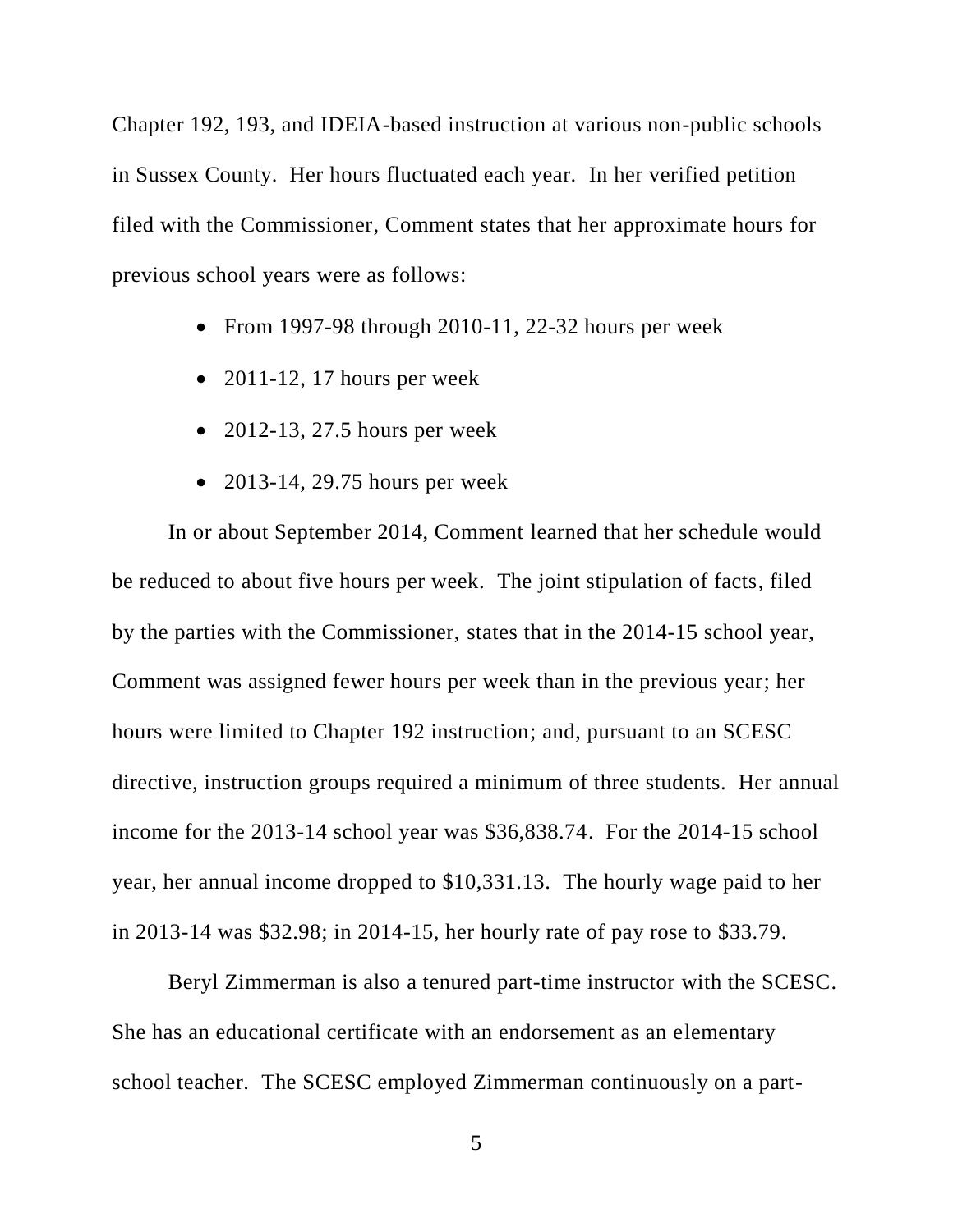Chapter 192, 193, and IDEIA-based instruction at various non-public schools in Sussex County. Her hours fluctuated each year. In her verified petition filed with the Commissioner, Comment states that her approximate hours for previous school years were as follows:

- From 1997-98 through 2010-11, 22-32 hours per week
- 2011-12, 17 hours per week
- 2012-13, 27.5 hours per week
- 2013-14, 29.75 hours per week

In or about September 2014, Comment learned that her schedule would be reduced to about five hours per week. The joint stipulation of facts, filed by the parties with the Commissioner, states that in the 2014-15 school year, Comment was assigned fewer hours per week than in the previous year; her hours were limited to Chapter 192 instruction; and, pursuant to an SCESC directive, instruction groups required a minimum of three students. Her annual income for the 2013-14 school year was $36,838.74. For the 2014-15 school year, her annual income dropped to $10,331.13. The hourly wage paid to her in 2013-14 was $32.98; in 2014-15, her hourly rate of pay rose to $33.79.

Beryl Zimmerman is also a tenured part-time instructor with the SCESC. She has an educational certificate with an endorsement as an elementary school teacher. The SCESC employed Zimmerman continuously on a part-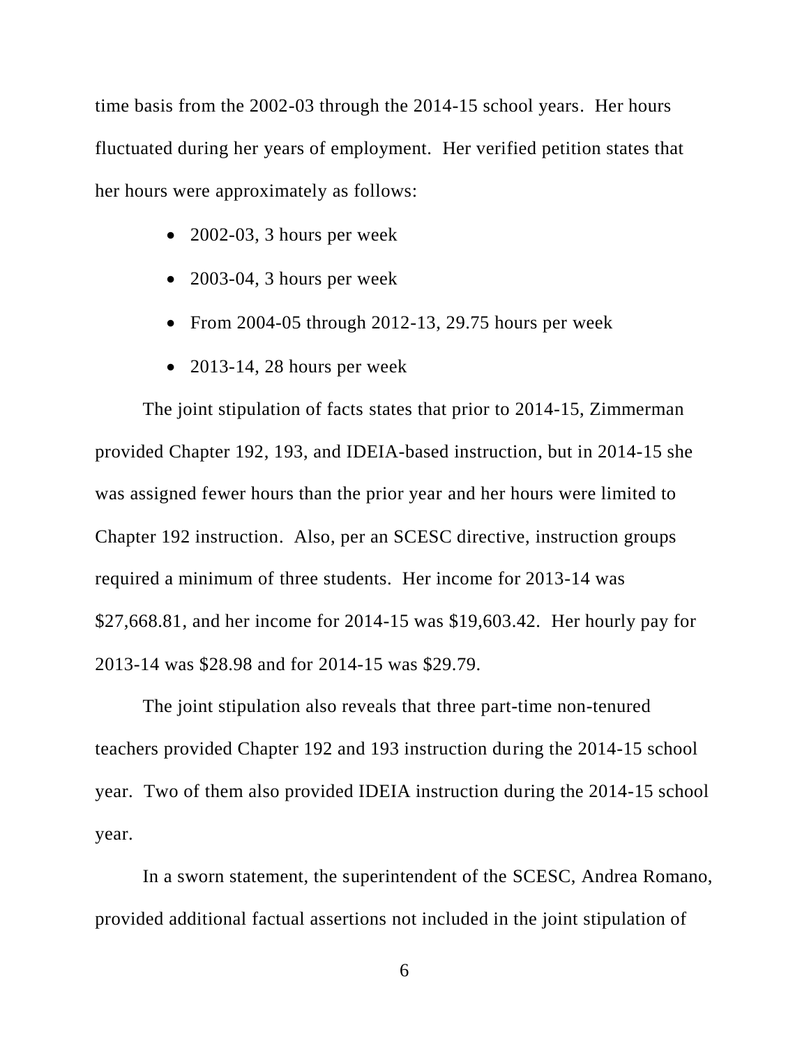time basis from the 2002-03 through the 2014-15 school years. Her hours fluctuated during her years of employment. Her verified petition states that her hours were approximately as follows:

- 2002-03, 3 hours per week
- 2003-04, 3 hours per week
- From 2004-05 through 2012-13, 29.75 hours per week
- 2013-14, 28 hours per week

The joint stipulation of facts states that prior to 2014-15, Zimmerman provided Chapter 192, 193, and IDEIA-based instruction, but in 2014-15 she was assigned fewer hours than the prior year and her hours were limited to Chapter 192 instruction. Also, per an SCESC directive, instruction groups required a minimum of three students. Her income for 2013-14 was $27,668.81, and her income for 2014-15 was $19,603.42. Her hourly pay for 2013-14 was $28.98 and for 2014-15 was $29.79.

The joint stipulation also reveals that three part-time non-tenured teachers provided Chapter 192 and 193 instruction during the 2014-15 school year. Two of them also provided IDEIA instruction during the 2014-15 school year.

In a sworn statement, the superintendent of the SCESC, Andrea Romano, provided additional factual assertions not included in the joint stipulation of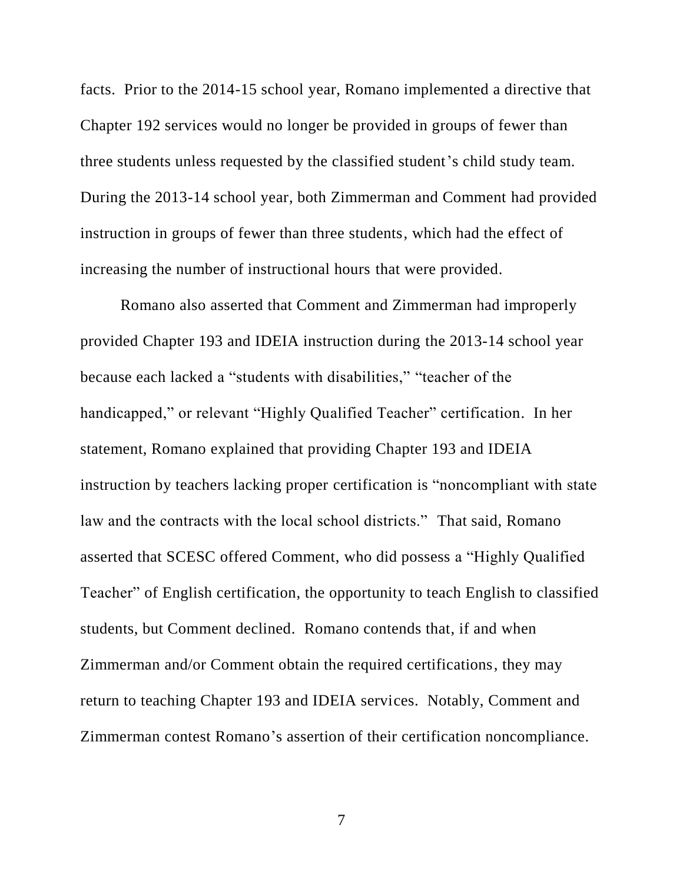facts. Prior to the 2014-15 school year, Romano implemented a directive that Chapter 192 services would no longer be provided in groups of fewer than three students unless requested by the classified student's child study team. During the 2013-14 school year, both Zimmerman and Comment had provided instruction in groups of fewer than three students, which had the effect of increasing the number of instructional hours that were provided.

Romano also asserted that Comment and Zimmerman had improperly provided Chapter 193 and IDEIA instruction during the 2013-14 school year because each lacked a "students with disabilities," "teacher of the handicapped," or relevant "Highly Qualified Teacher" certification. In her statement, Romano explained that providing Chapter 193 and IDEIA instruction by teachers lacking proper certification is "noncompliant with state law and the contracts with the local school districts." That said, Romano asserted that SCESC offered Comment, who did possess a "Highly Qualified Teacher" of English certification, the opportunity to teach English to classified students, but Comment declined. Romano contends that, if and when Zimmerman and/or Comment obtain the required certifications, they may return to teaching Chapter 193 and IDEIA services. Notably, Comment and Zimmerman contest Romano's assertion of their certification noncompliance.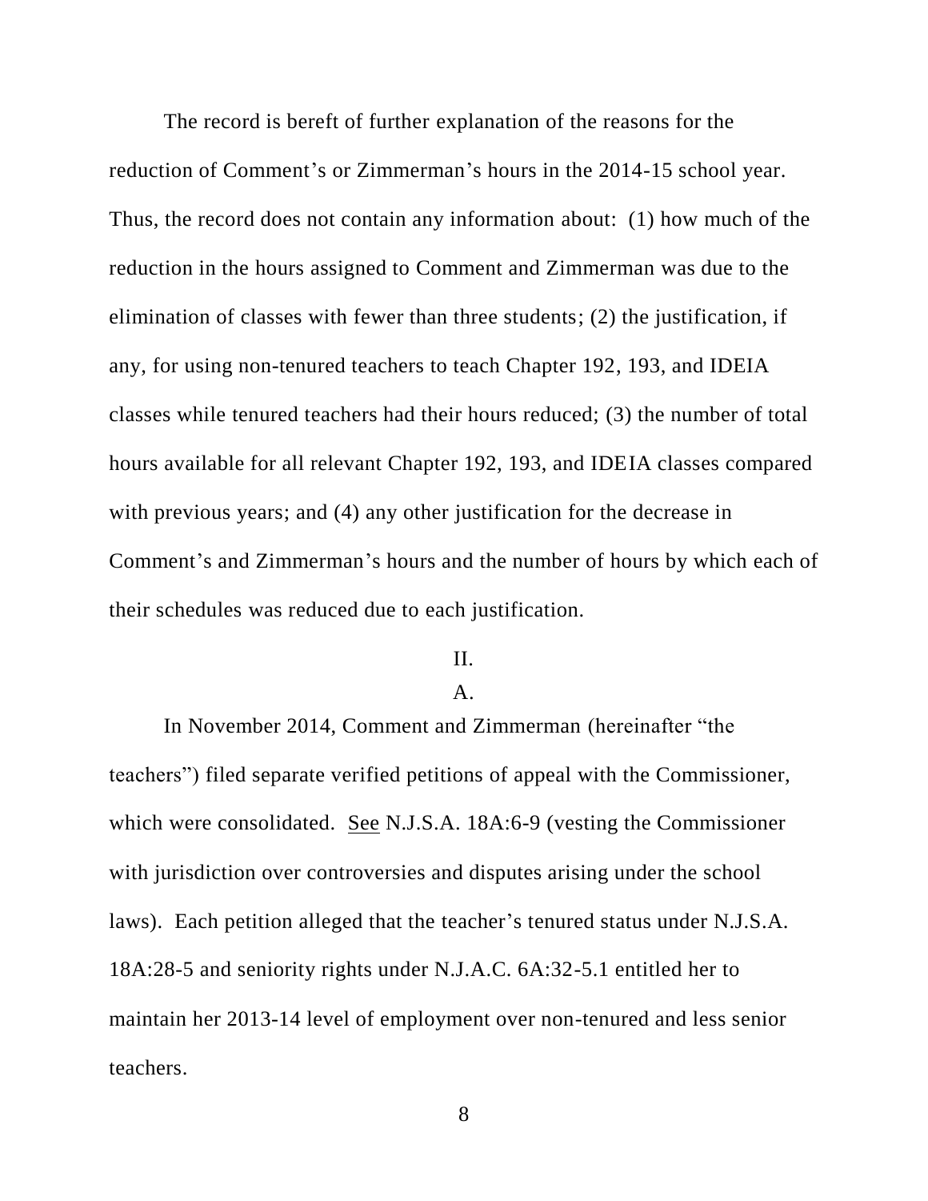The record is bereft of further explanation of the reasons for the reduction of Comment's or Zimmerman's hours in the 2014-15 school year. Thus, the record does not contain any information about: (1) how much of the reduction in the hours assigned to Comment and Zimmerman was due to the elimination of classes with fewer than three students; (2) the justification, if any, for using non-tenured teachers to teach Chapter 192, 193, and IDEIA classes while tenured teachers had their hours reduced; (3) the number of total hours available for all relevant Chapter 192, 193, and IDEIA classes compared with previous years; and (4) any other justification for the decrease in Comment's and Zimmerman's hours and the number of hours by which each of their schedules was reduced due to each justification.

## II.

### A.

In November 2014, Comment and Zimmerman (hereinafter "the teachers") filed separate verified petitions of appeal with the Commissioner, which were consolidated. See N.J.S.A. 18A:6-9 (vesting the Commissioner with jurisdiction over controversies and disputes arising under the school laws). Each petition alleged that the teacher's tenured status under N.J.S.A. 18A:28-5 and seniority rights under N.J.A.C. 6A:32-5.1 entitled her to maintain her 2013-14 level of employment over non-tenured and less senior teachers.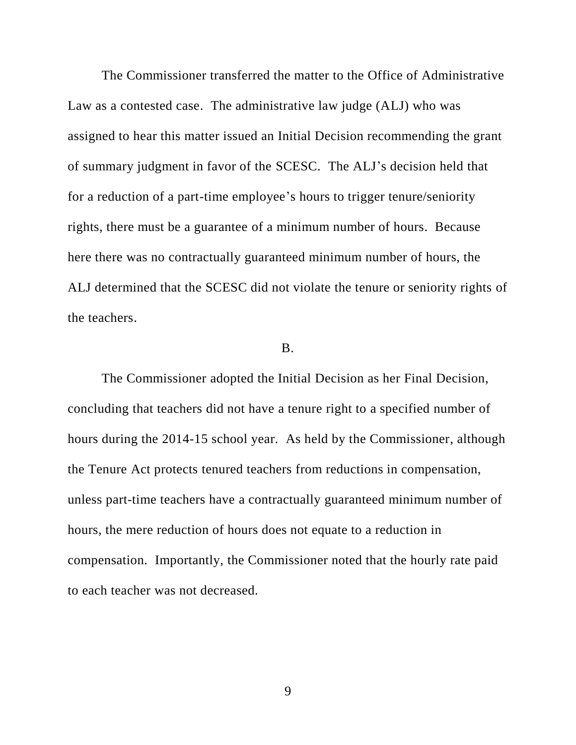The Commissioner transferred the matter to the Office of Administrative Law as a contested case. The administrative law judge (ALJ) who was assigned to hear this matter issued an Initial Decision recommending the grant of summary judgment in favor of the SCESC. The ALJ's decision held that for a reduction of a part-time employee's hours to trigger tenure/seniority rights, there must be a guarantee of a minimum number of hours. Because here there was no contractually guaranteed minimum number of hours, the ALJ determined that the SCESC did not violate the tenure or seniority rights of the teachers.

B.

The Commissioner adopted the Initial Decision as her Final Decision, concluding that teachers did not have a tenure right to a specified number of hours during the 2014-15 school year. As held by the Commissioner, although the Tenure Act protects tenured teachers from reductions in compensation, unless part-time teachers have a contractually guaranteed minimum number of hours, the mere reduction of hours does not equate to a reduction in compensation. Importantly, the Commissioner noted that the hourly rate paid to each teacher was not decreased.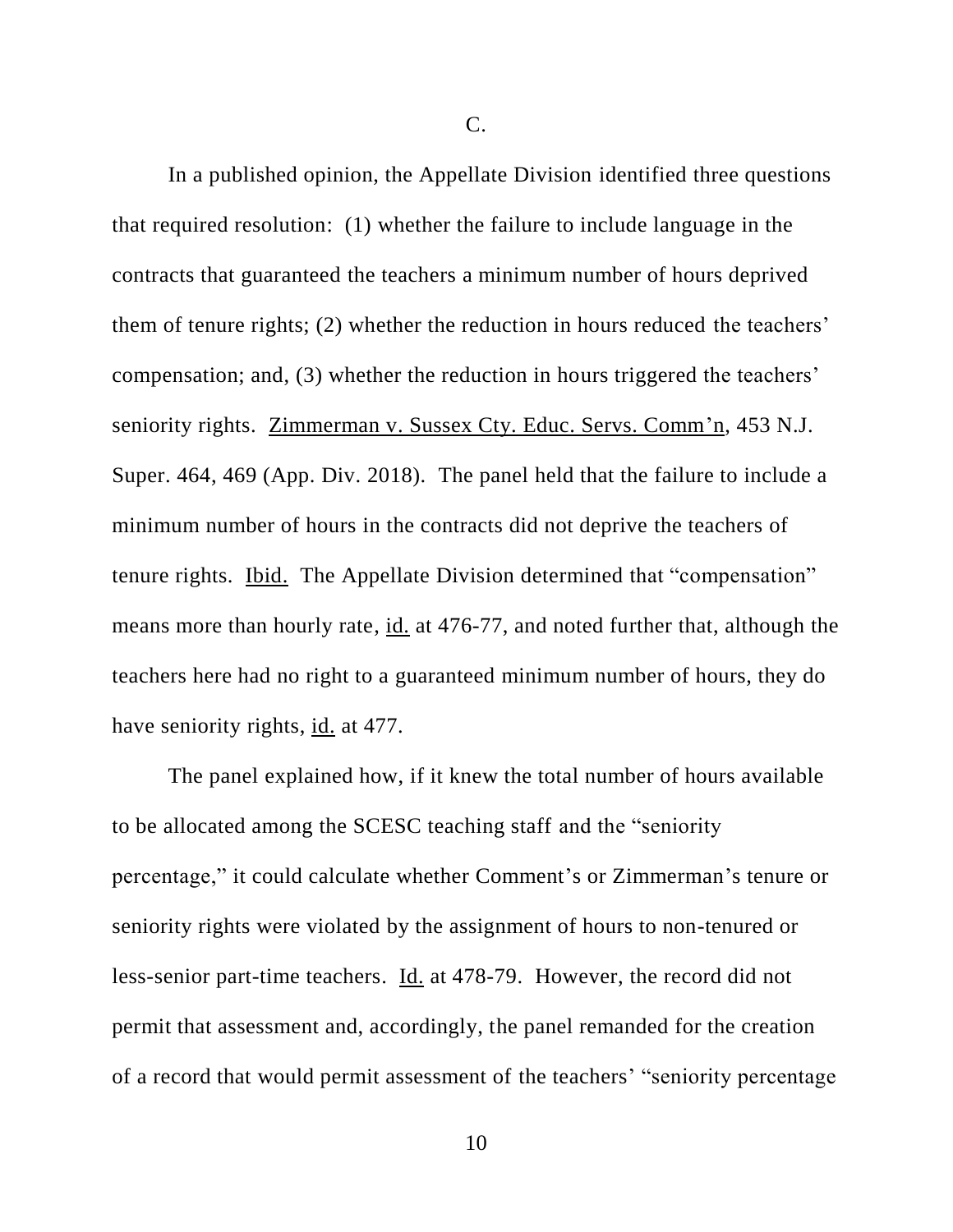C.

In a published opinion, the Appellate Division identified three questions that required resolution: (1) whether the failure to include language in the contracts that guaranteed the teachers a minimum number of hours deprived them of tenure rights; (2) whether the reduction in hours reduced the teachers' compensation; and, (3) whether the reduction in hours triggered the teachers' seniority rights. Zimmerman v. Sussex Cty. Educ. Servs. Comm'n, 453 N.J. Super. 464, 469 (App. Div. 2018). The panel held that the failure to include a minimum number of hours in the contracts did not deprive the teachers of tenure rights. Ibid. The Appellate Division determined that "compensation" means more than hourly rate, id. at 476-77, and noted further that, although the teachers here had no right to a guaranteed minimum number of hours, they do have seniority rights, id. at 477.

The panel explained how, if it knew the total number of hours available to be allocated among the SCESC teaching staff and the "seniority percentage," it could calculate whether Comment's or Zimmerman's tenure or seniority rights were violated by the assignment of hours to non-tenured or less-senior part-time teachers. Id. at 478-79. However, the record did not permit that assessment and, accordingly, the panel remanded for the creation of a record that would permit assessment of the teachers' "seniority percentage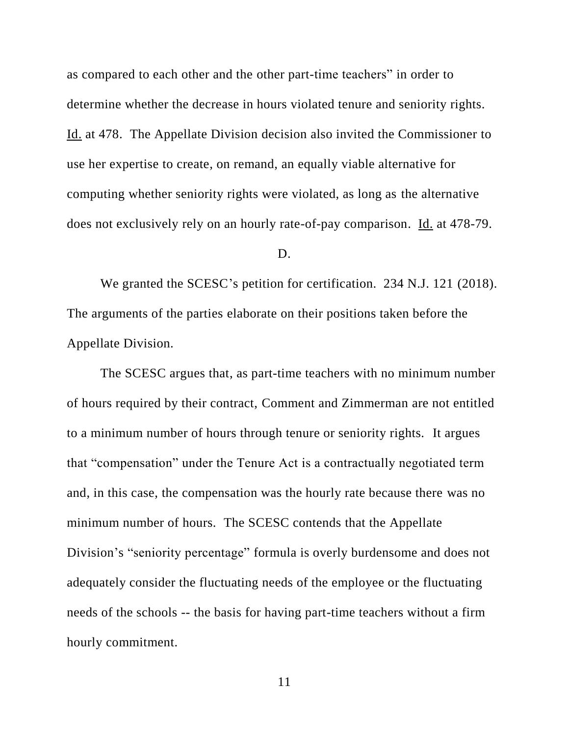as compared to each other and the other part-time teachers" in order to determine whether the decrease in hours violated tenure and seniority rights. Id. at 478. The Appellate Division decision also invited the Commissioner to use her expertise to create, on remand, an equally viable alternative for computing whether seniority rights were violated, as long as the alternative does not exclusively rely on an hourly rate-of-pay comparison. Id. at 478-79.

D.

We granted the SCESC's petition for certification. 234 N.J. 121 (2018). The arguments of the parties elaborate on their positions taken before the Appellate Division.

The SCESC argues that, as part-time teachers with no minimum number of hours required by their contract, Comment and Zimmerman are not entitled to a minimum number of hours through tenure or seniority rights. It argues that "compensation" under the Tenure Act is a contractually negotiated term and, in this case, the compensation was the hourly rate because there was no minimum number of hours. The SCESC contends that the Appellate Division's "seniority percentage" formula is overly burdensome and does not adequately consider the fluctuating needs of the employee or the fluctuating needs of the schools -- the basis for having part-time teachers without a firm hourly commitment.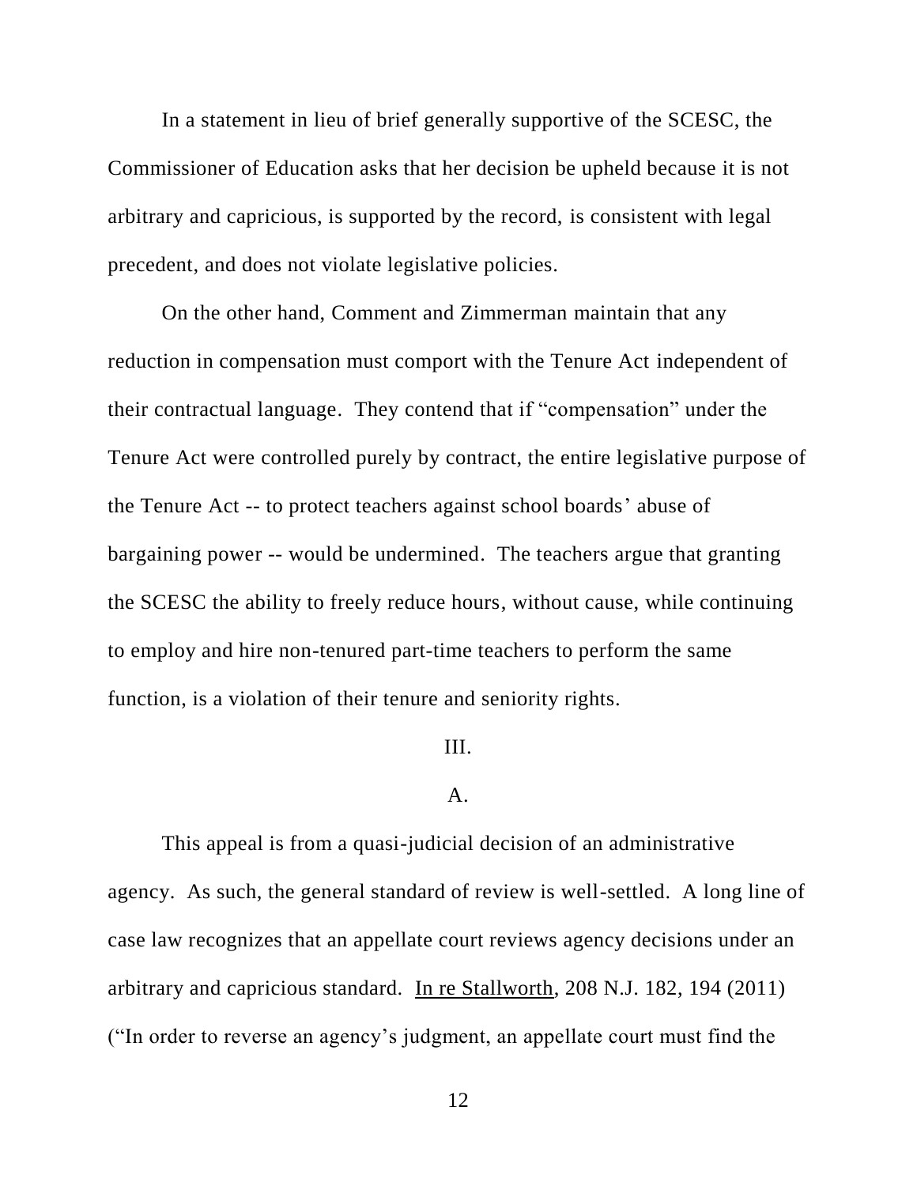In a statement in lieu of brief generally supportive of the SCESC, the Commissioner of Education asks that her decision be upheld because it is not arbitrary and capricious, is supported by the record, is consistent with legal precedent, and does not violate legislative policies.

On the other hand, Comment and Zimmerman maintain that any reduction in compensation must comport with the Tenure Act independent of their contractual language. They contend that if "compensation" under the Tenure Act were controlled purely by contract, the entire legislative purpose of the Tenure Act -- to protect teachers against school boards' abuse of bargaining power -- would be undermined. The teachers argue that granting the SCESC the ability to freely reduce hours, without cause, while continuing to employ and hire non-tenured part-time teachers to perform the same function, is a violation of their tenure and seniority rights.

III.

A.

This appeal is from a quasi-judicial decision of an administrative agency. As such, the general standard of review is well-settled. A long line of case law recognizes that an appellate court reviews agency decisions under an arbitrary and capricious standard. In re Stallworth, 208 N.J. 182, 194 (2011) ("In order to reverse an agency's judgment, an appellate court must find the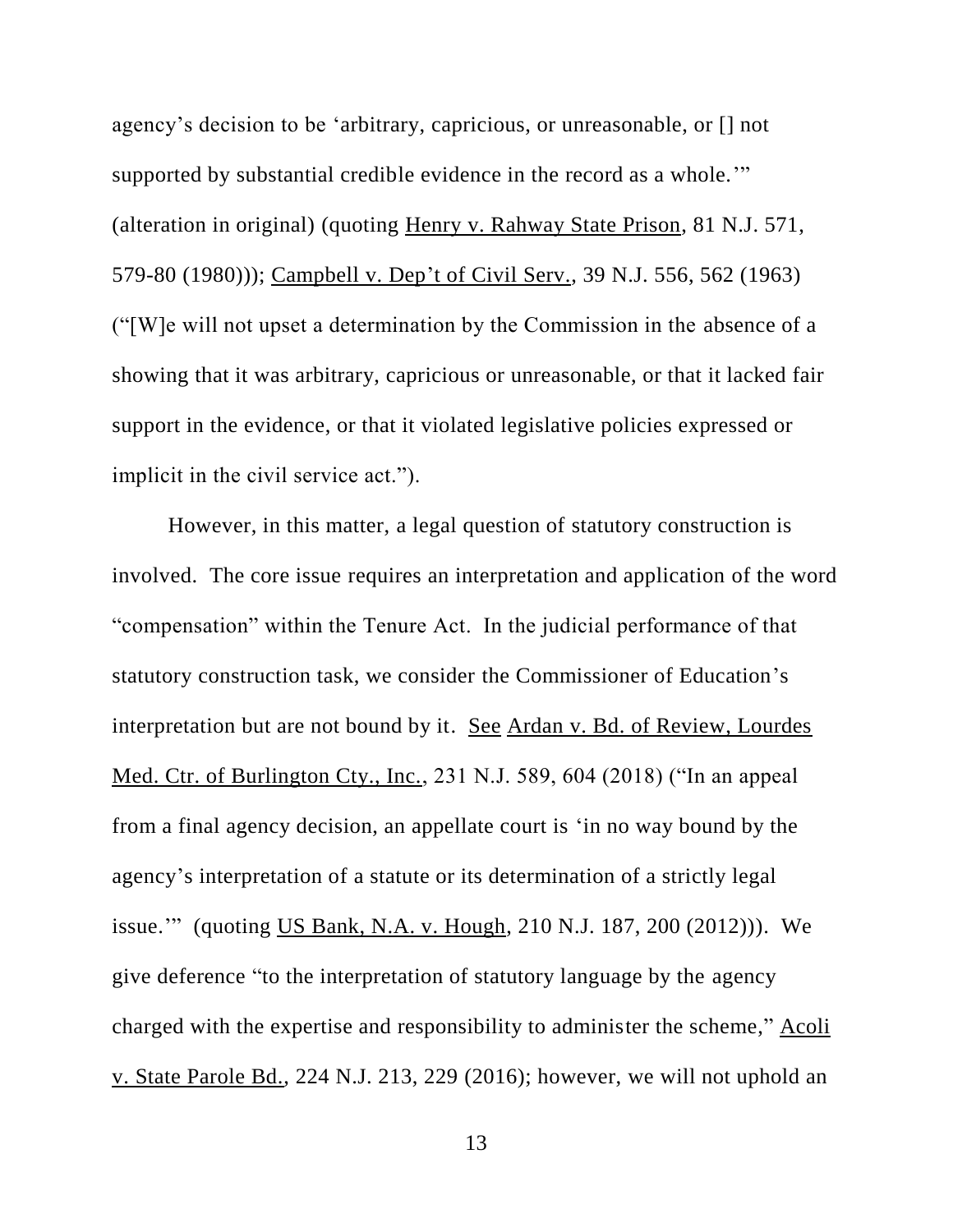agency's decision to be 'arbitrary, capricious, or unreasonable, or [] not supported by substantial credible evidence in the record as a whole.'" (alteration in original) (quoting Henry v. Rahway State Prison, 81 N.J. 571, 579-80 (1980))); Campbell v. Dep't of Civil Serv., 39 N.J. 556, 562 (1963) ("[W]e will not upset a determination by the Commission in the absence of a showing that it was arbitrary, capricious or unreasonable, or that it lacked fair support in the evidence, or that it violated legislative policies expressed or implicit in the civil service act.").

However, in this matter, a legal question of statutory construction is involved. The core issue requires an interpretation and application of the word "compensation" within the Tenure Act. In the judicial performance of that statutory construction task, we consider the Commissioner of Education's interpretation but are not bound by it. See Ardan v. Bd. of Review, Lourdes Med. Ctr. of Burlington Cty., Inc., 231 N.J. 589, 604 (2018) ("In an appeal from a final agency decision, an appellate court is 'in no way bound by the agency's interpretation of a statute or its determination of a strictly legal issue.'" (quoting US Bank, N.A. v. Hough, 210 N.J. 187, 200 (2012))). We give deference "to the interpretation of statutory language by the agency charged with the expertise and responsibility to administer the scheme," Acoli v. State Parole Bd., 224 N.J. 213, 229 (2016); however, we will not uphold an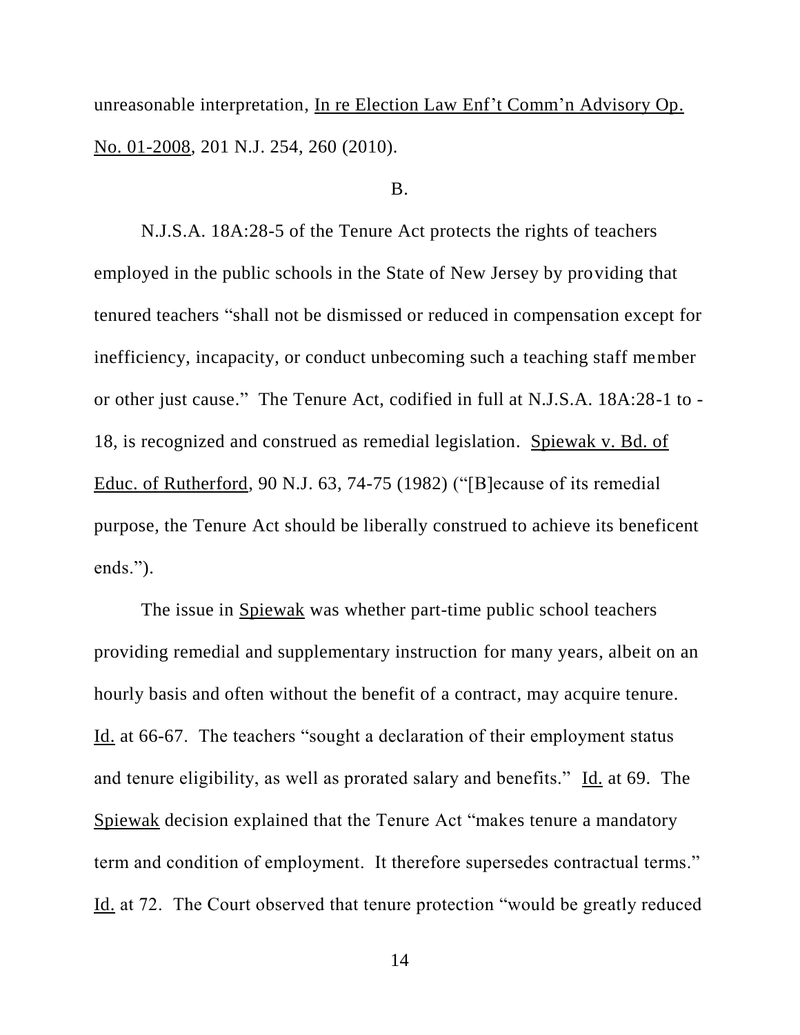unreasonable interpretation, In re Election Law Enf't Comm'n Advisory Op. No. 01-2008, 201 N.J. 254, 260 (2010).

B.

N.J.S.A. 18A:28-5 of the Tenure Act protects the rights of teachers employed in the public schools in the State of New Jersey by providing that tenured teachers "shall not be dismissed or reduced in compensation except for inefficiency, incapacity, or conduct unbecoming such a teaching staff member or other just cause." The Tenure Act, codified in full at N.J.S.A. 18A:28-1 to -18, is recognized and construed as remedial legislation. Spiewak v. Bd. of Educ. of Rutherford, 90 N.J. 63, 74-75 (1982) ("[B]ecause of its remedial purpose, the Tenure Act should be liberally construed to achieve its beneficent ends.").

The issue in Spiewak was whether part-time public school teachers providing remedial and supplementary instruction for many years, albeit on an hourly basis and often without the benefit of a contract, may acquire tenure. Id. at 66-67. The teachers "sought a declaration of their employment status and tenure eligibility, as well as prorated salary and benefits." Id. at 69. The Spiewak decision explained that the Tenure Act "makes tenure a mandatory term and condition of employment. It therefore supersedes contractual terms." Id. at 72. The Court observed that tenure protection "would be greatly reduced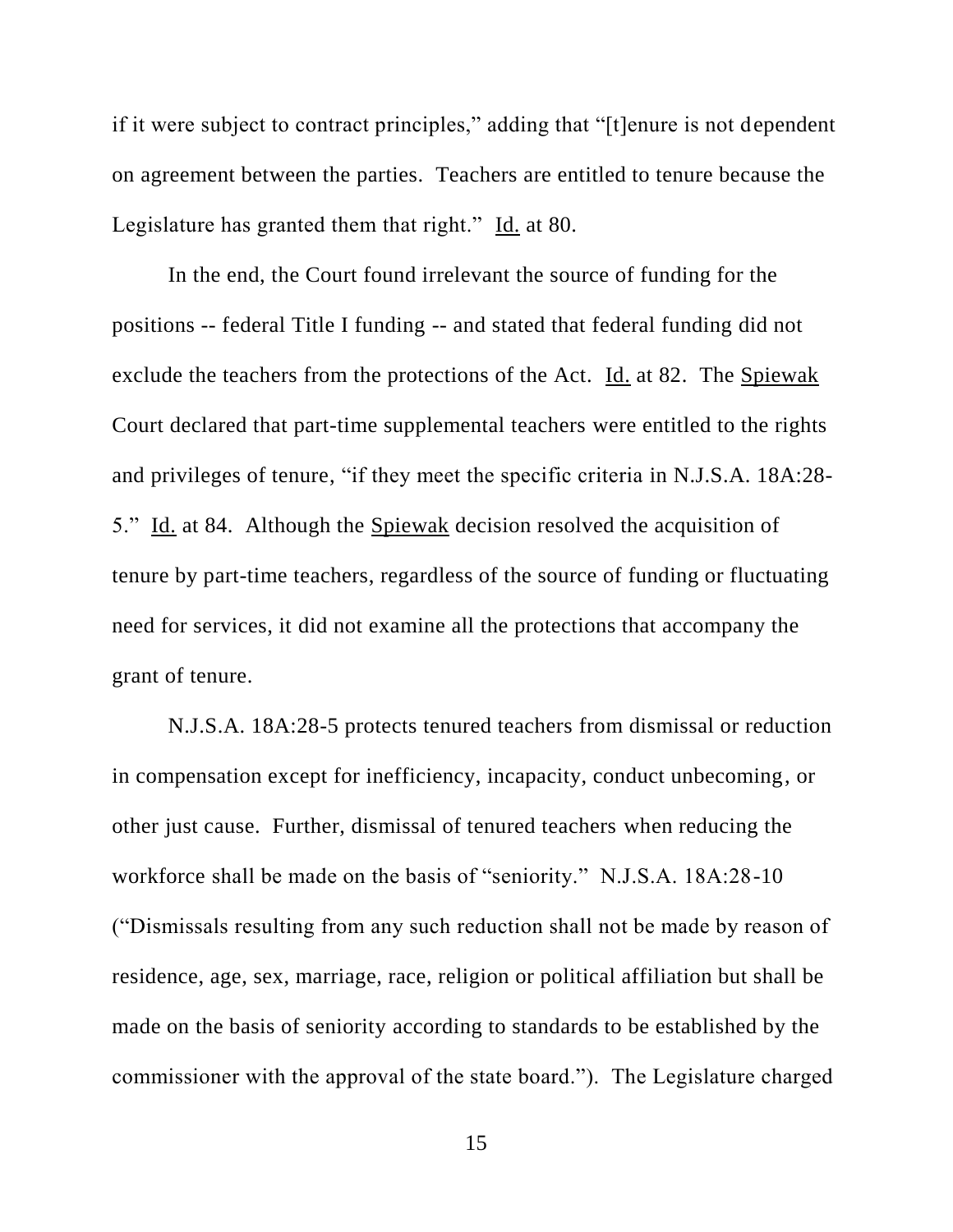if it were subject to contract principles," adding that "[t]enure is not dependent on agreement between the parties. Teachers are entitled to tenure because the Legislature has granted them that right." Id. at 80.

In the end, the Court found irrelevant the source of funding for the positions -- federal Title I funding -- and stated that federal funding did not exclude the teachers from the protections of the Act. Id. at 82. The Spiewak Court declared that part-time supplemental teachers were entitled to the rights and privileges of tenure, "if they meet the specific criteria in N.J.S.A. 18A:28-5." Id. at 84. Although the Spiewak decision resolved the acquisition of tenure by part-time teachers, regardless of the source of funding or fluctuating need for services, it did not examine all the protections that accompany the grant of tenure.

N.J.S.A. 18A:28-5 protects tenured teachers from dismissal or reduction in compensation except for inefficiency, incapacity, conduct unbecoming, or other just cause. Further, dismissal of tenured teachers when reducing the workforce shall be made on the basis of "seniority." N.J.S.A. 18A:28-10 ("Dismissals resulting from any such reduction shall not be made by reason of residence, age, sex, marriage, race, religion or political affiliation but shall be made on the basis of seniority according to standards to be established by the commissioner with the approval of the state board."). The Legislature charged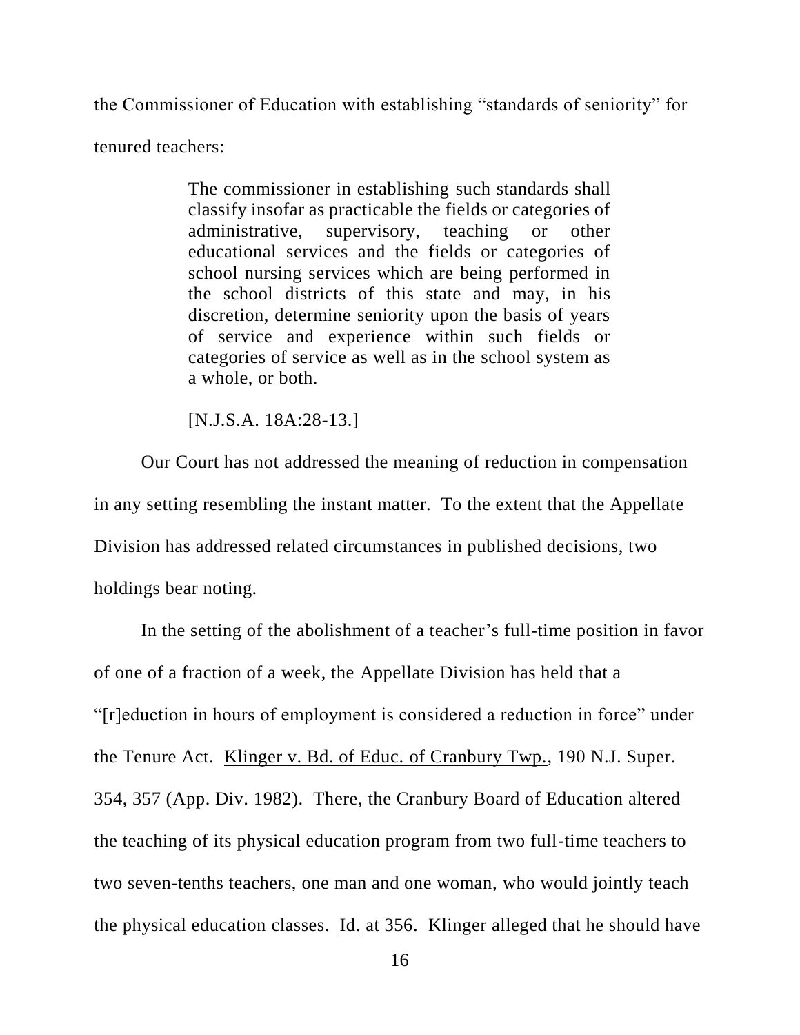the Commissioner of Education with establishing "standards of seniority" for tenured teachers:

> The commissioner in establishing such standards shall classify insofar as practicable the fields or categories of administrative, supervisory, teaching or other educational services and the fields or categories of school nursing services which are being performed in the school districts of this state and may, in his discretion, determine seniority upon the basis of years of service and experience within such fields or categories of service as well as in the school system as a whole, or both.
>
> [N.J.S.A. 18A:28-13.]

Our Court has not addressed the meaning of reduction in compensation in any setting resembling the instant matter. To the extent that the Appellate Division has addressed related circumstances in published decisions, two holdings bear noting.

In the setting of the abolishment of a teacher's full-time position in favor of one of a fraction of a week, the Appellate Division has held that a "[r]eduction in hours of employment is considered a reduction in force" under the Tenure Act. Klinger v. Bd. of Educ. of Cranbury Twp., 190 N.J. Super. 354, 357 (App. Div. 1982). There, the Cranbury Board of Education altered the teaching of its physical education program from two full-time teachers to two seven-tenths teachers, one man and one woman, who would jointly teach the physical education classes. Id. at 356. Klinger alleged that he should have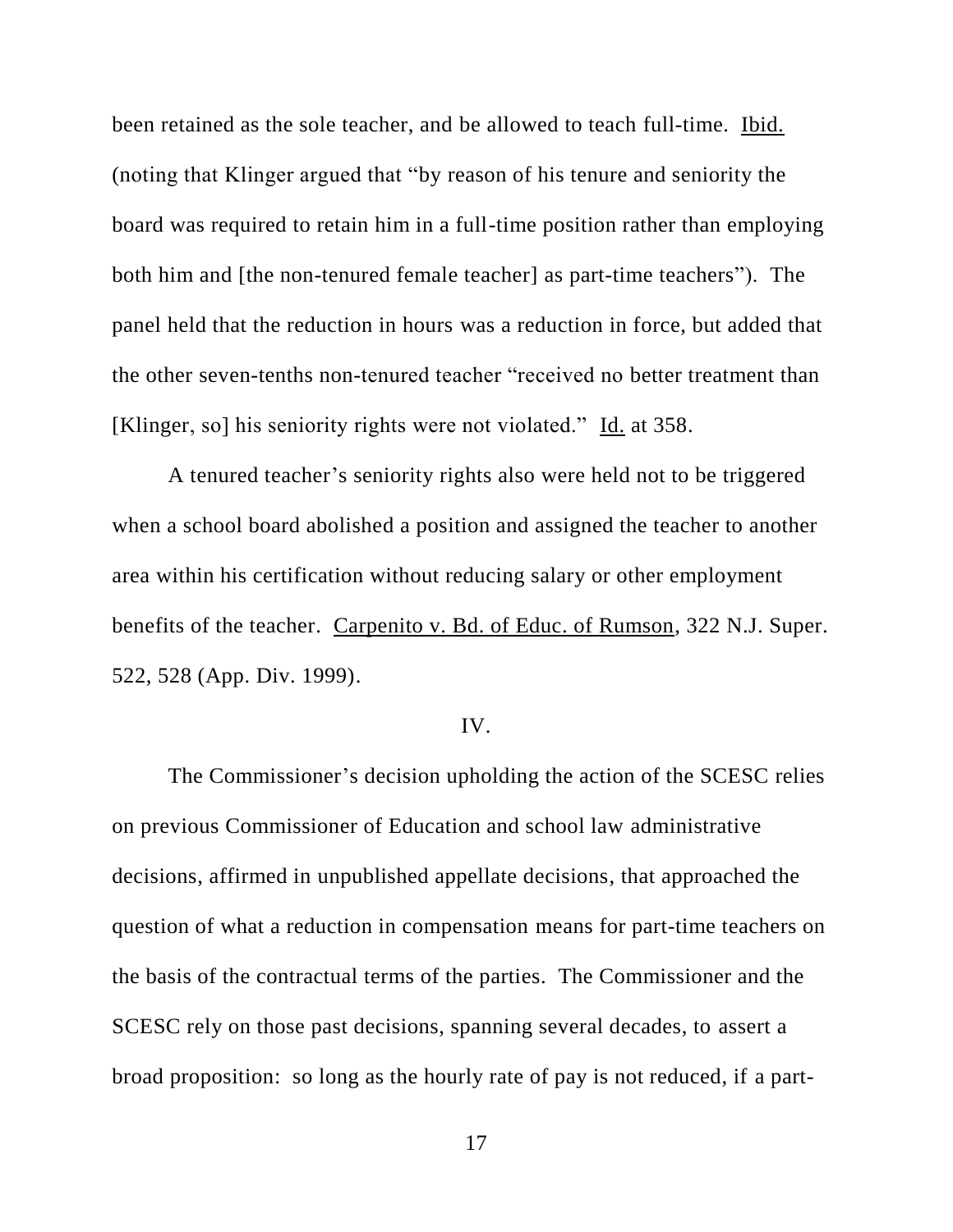been retained as the sole teacher, and be allowed to teach full-time. Ibid. (noting that Klinger argued that "by reason of his tenure and seniority the board was required to retain him in a full-time position rather than employing both him and [the non-tenured female teacher] as part-time teachers"). The panel held that the reduction in hours was a reduction in force, but added that the other seven-tenths non-tenured teacher "received no better treatment than [Klinger, so] his seniority rights were not violated." Id. at 358.

A tenured teacher's seniority rights also were held not to be triggered when a school board abolished a position and assigned the teacher to another area within his certification without reducing salary or other employment benefits of the teacher. Carpenito v. Bd. of Educ. of Rumson, 322 N.J. Super. 522, 528 (App. Div. 1999).

IV.

The Commissioner's decision upholding the action of the SCESC relies on previous Commissioner of Education and school law administrative decisions, affirmed in unpublished appellate decisions, that approached the question of what a reduction in compensation means for part-time teachers on the basis of the contractual terms of the parties. The Commissioner and the SCESC rely on those past decisions, spanning several decades, to assert a broad proposition: so long as the hourly rate of pay is not reduced, if a part-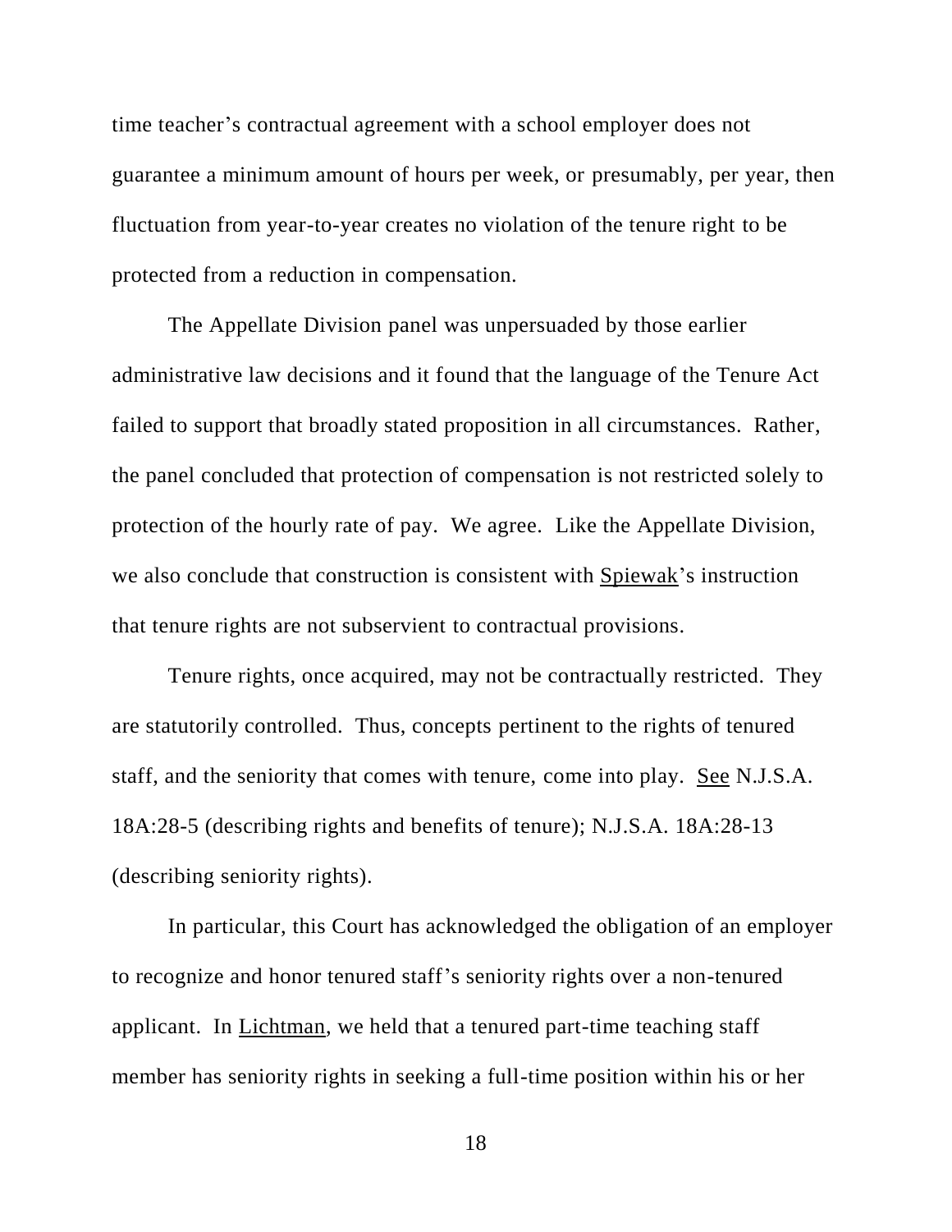time teacher's contractual agreement with a school employer does not guarantee a minimum amount of hours per week, or presumably, per year, then fluctuation from year-to-year creates no violation of the tenure right to be protected from a reduction in compensation.

The Appellate Division panel was unpersuaded by those earlier administrative law decisions and it found that the language of the Tenure Act failed to support that broadly stated proposition in all circumstances. Rather, the panel concluded that protection of compensation is not restricted solely to protection of the hourly rate of pay. We agree. Like the Appellate Division, we also conclude that construction is consistent with Spiewak's instruction that tenure rights are not subservient to contractual provisions.

Tenure rights, once acquired, may not be contractually restricted. They are statutorily controlled. Thus, concepts pertinent to the rights of tenured staff, and the seniority that comes with tenure, come into play. See N.J.S.A. 18A:28-5 (describing rights and benefits of tenure); N.J.S.A. 18A:28-13 (describing seniority rights).

In particular, this Court has acknowledged the obligation of an employer to recognize and honor tenured staff's seniority rights over a non-tenured applicant. In Lichtman, we held that a tenured part-time teaching staff member has seniority rights in seeking a full-time position within his or her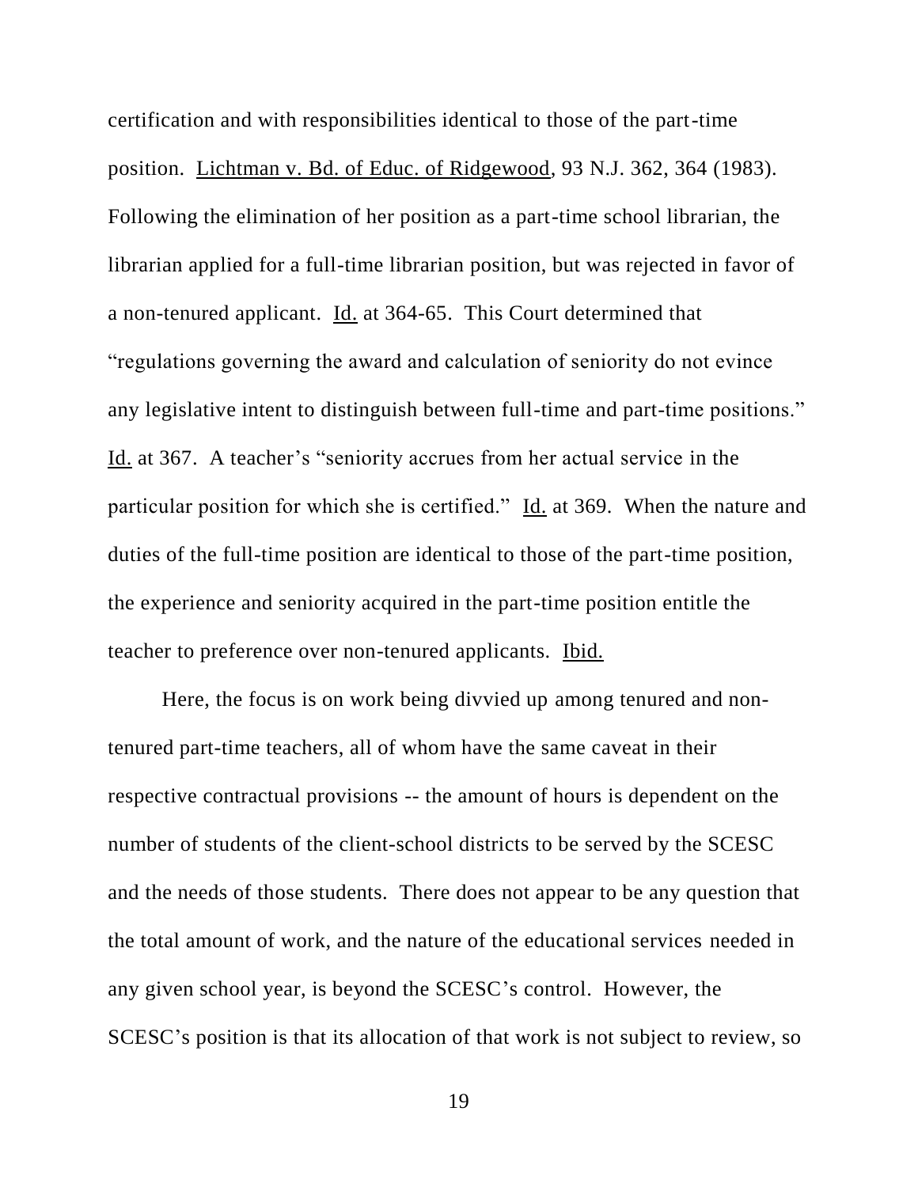certification and with responsibilities identical to those of the part-time position. Lichtman v. Bd. of Educ. of Ridgewood, 93 N.J. 362, 364 (1983). Following the elimination of her position as a part-time school librarian, the librarian applied for a full-time librarian position, but was rejected in favor of a non-tenured applicant. Id. at 364-65. This Court determined that "regulations governing the award and calculation of seniority do not evince any legislative intent to distinguish between full-time and part-time positions." Id. at 367. A teacher's "seniority accrues from her actual service in the particular position for which she is certified." Id. at 369. When the nature and duties of the full-time position are identical to those of the part-time position, the experience and seniority acquired in the part-time position entitle the teacher to preference over non-tenured applicants. Ibid.

Here, the focus is on work being divvied up among tenured and non-tenured part-time teachers, all of whom have the same caveat in their respective contractual provisions -- the amount of hours is dependent on the number of students of the client-school districts to be served by the SCESC and the needs of those students. There does not appear to be any question that the total amount of work, and the nature of the educational services needed in any given school year, is beyond the SCESC's control. However, the SCESC's position is that its allocation of that work is not subject to review, so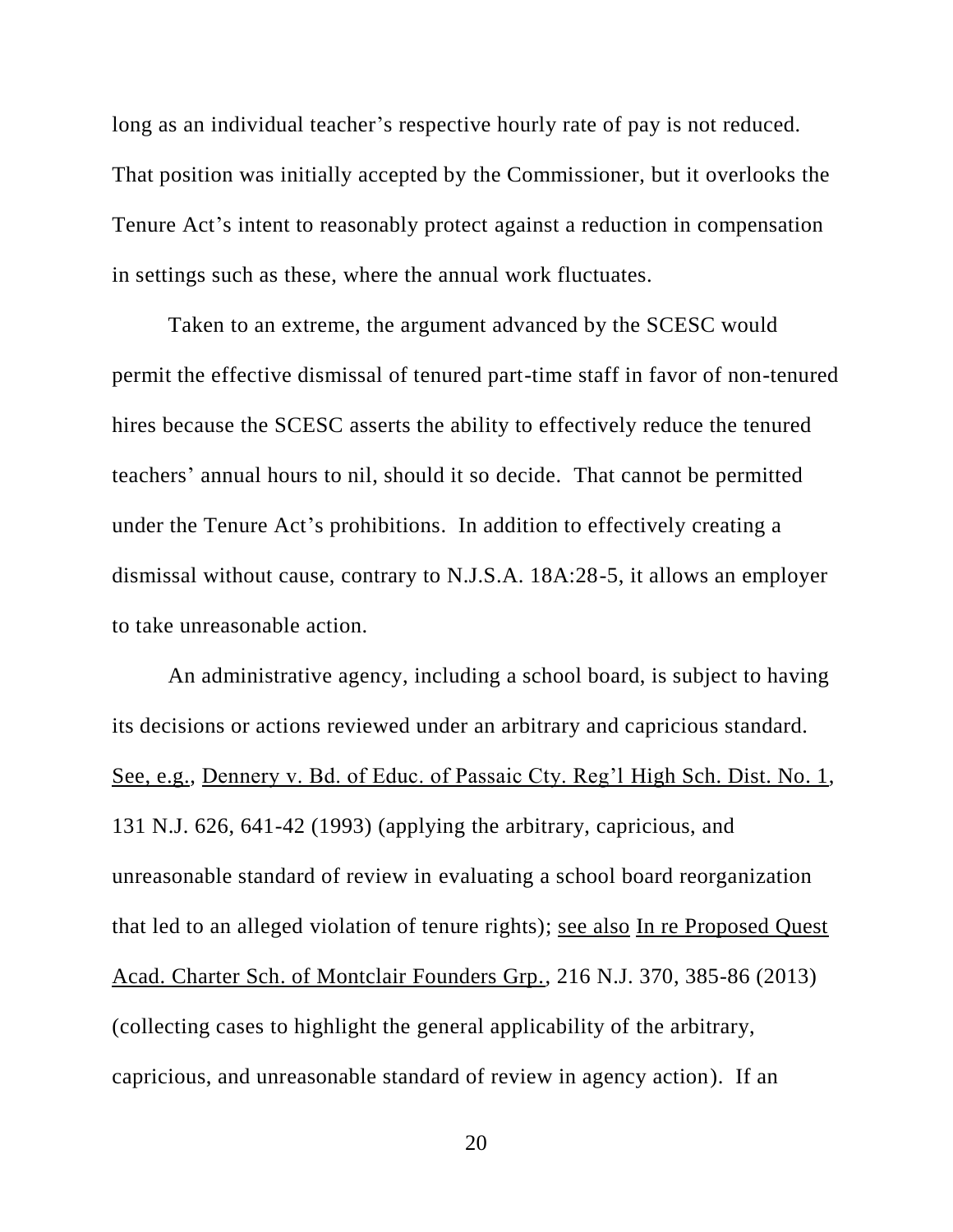long as an individual teacher's respective hourly rate of pay is not reduced. That position was initially accepted by the Commissioner, but it overlooks the Tenure Act's intent to reasonably protect against a reduction in compensation in settings such as these, where the annual work fluctuates.

Taken to an extreme, the argument advanced by the SCESC would permit the effective dismissal of tenured part-time staff in favor of non-tenured hires because the SCESC asserts the ability to effectively reduce the tenured teachers' annual hours to nil, should it so decide. That cannot be permitted under the Tenure Act's prohibitions. In addition to effectively creating a dismissal without cause, contrary to N.J.S.A. 18A:28-5, it allows an employer to take unreasonable action.

An administrative agency, including a school board, is subject to having its decisions or actions reviewed under an arbitrary and capricious standard. See, e.g., Dennery v. Bd. of Educ. of Passaic Cty. Reg'l High Sch. Dist. No. 1, 131 N.J. 626, 641-42 (1993) (applying the arbitrary, capricious, and unreasonable standard of review in evaluating a school board reorganization that led to an alleged violation of tenure rights); see also In re Proposed Quest Acad. Charter Sch. of Montclair Founders Grp., 216 N.J. 370, 385-86 (2013) (collecting cases to highlight the general applicability of the arbitrary, capricious, and unreasonable standard of review in agency action). If an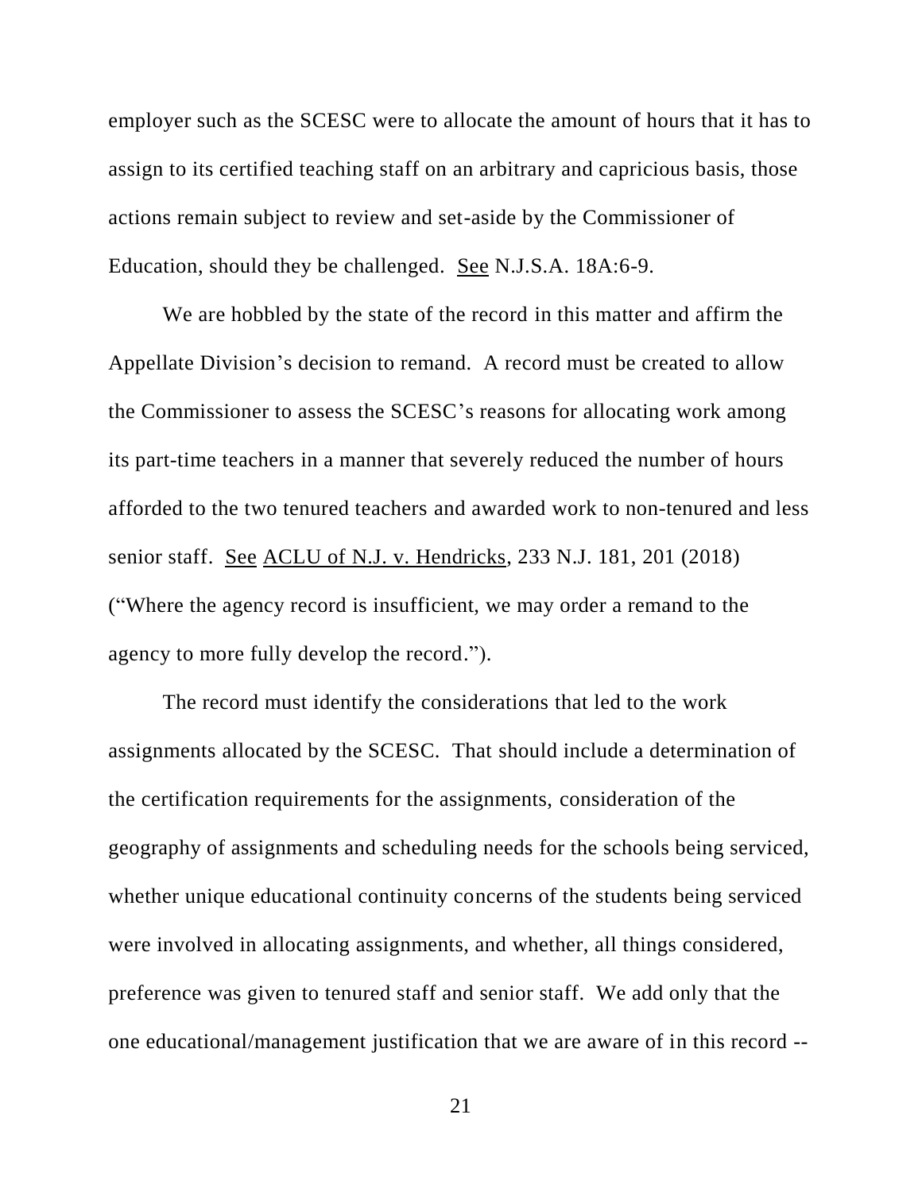employer such as the SCESC were to allocate the amount of hours that it has to assign to its certified teaching staff on an arbitrary and capricious basis, those actions remain subject to review and set-aside by the Commissioner of Education, should they be challenged. See N.J.S.A. 18A:6-9.

We are hobbled by the state of the record in this matter and affirm the Appellate Division's decision to remand. A record must be created to allow the Commissioner to assess the SCESC's reasons for allocating work among its part-time teachers in a manner that severely reduced the number of hours afforded to the two tenured teachers and awarded work to non-tenured and less senior staff. See ACLU of N.J. v. Hendricks, 233 N.J. 181, 201 (2018) ("Where the agency record is insufficient, we may order a remand to the agency to more fully develop the record.").

The record must identify the considerations that led to the work assignments allocated by the SCESC. That should include a determination of the certification requirements for the assignments, consideration of the geography of assignments and scheduling needs for the schools being serviced, whether unique educational continuity concerns of the students being serviced were involved in allocating assignments, and whether, all things considered, preference was given to tenured staff and senior staff. We add only that the one educational/management justification that we are aware of in this record --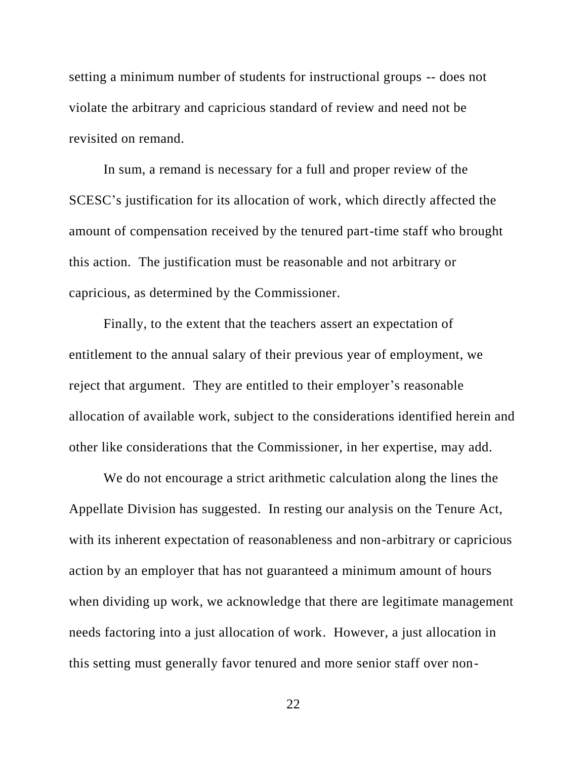setting a minimum number of students for instructional groups -- does not violate the arbitrary and capricious standard of review and need not be revisited on remand.

In sum, a remand is necessary for a full and proper review of the SCESC's justification for its allocation of work, which directly affected the amount of compensation received by the tenured part-time staff who brought this action. The justification must be reasonable and not arbitrary or capricious, as determined by the Commissioner.

Finally, to the extent that the teachers assert an expectation of entitlement to the annual salary of their previous year of employment, we reject that argument. They are entitled to their employer's reasonable allocation of available work, subject to the considerations identified herein and other like considerations that the Commissioner, in her expertise, may add.

We do not encourage a strict arithmetic calculation along the lines the Appellate Division has suggested. In resting our analysis on the Tenure Act, with its inherent expectation of reasonableness and non-arbitrary or capricious action by an employer that has not guaranteed a minimum amount of hours when dividing up work, we acknowledge that there are legitimate management needs factoring into a just allocation of work. However, a just allocation in this setting must generally favor tenured and more senior staff over non-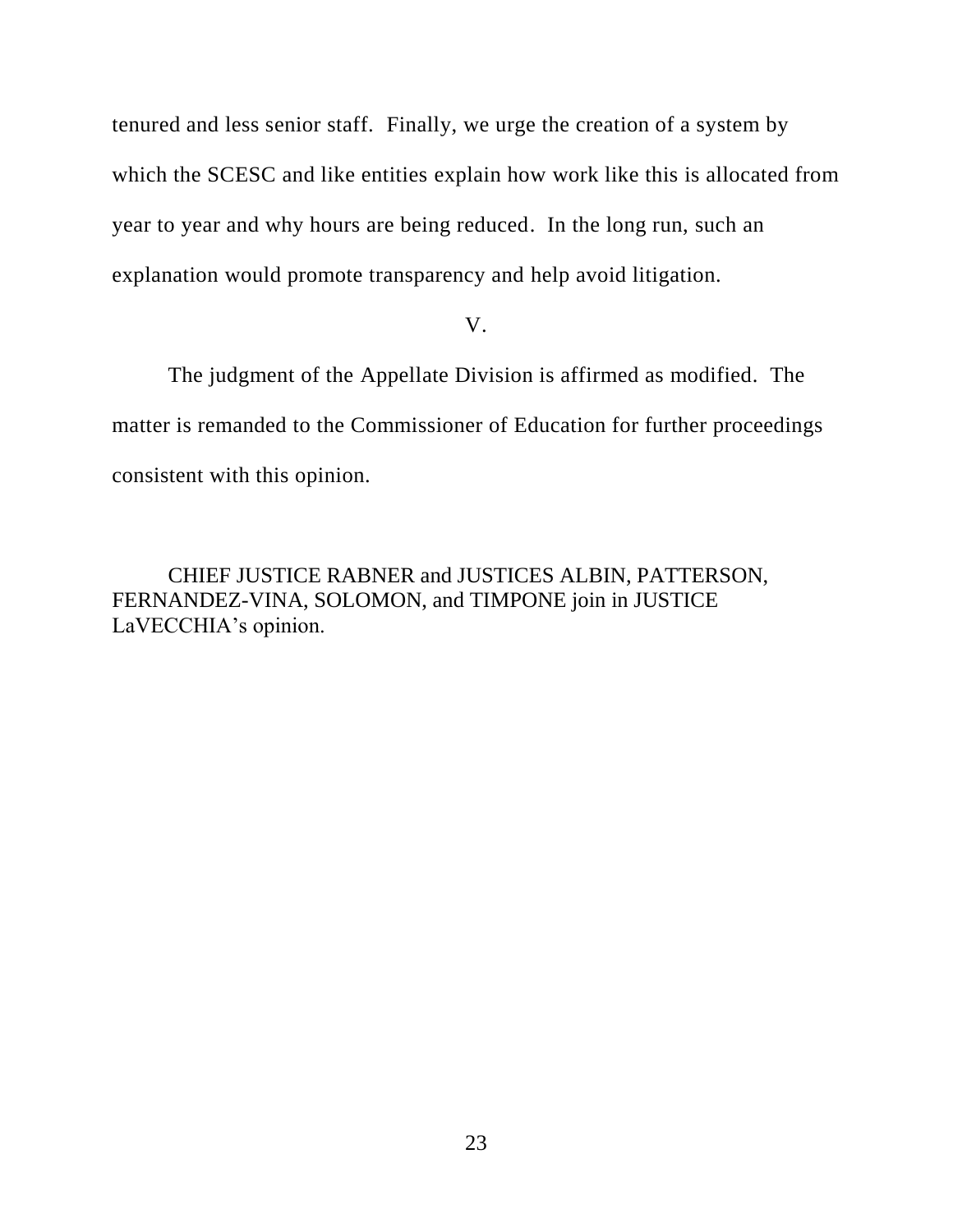tenured and less senior staff. Finally, we urge the creation of a system by which the SCESC and like entities explain how work like this is allocated from year to year and why hours are being reduced. In the long run, such an explanation would promote transparency and help avoid litigation.

V.

The judgment of the Appellate Division is affirmed as modified. The matter is remanded to the Commissioner of Education for further proceedings consistent with this opinion.

CHIEF JUSTICE RABNER and JUSTICES ALBIN, PATTERSON, FERNANDEZ-VINA, SOLOMON, and TIMPONE join in JUSTICE LaVECCHIA's opinion.